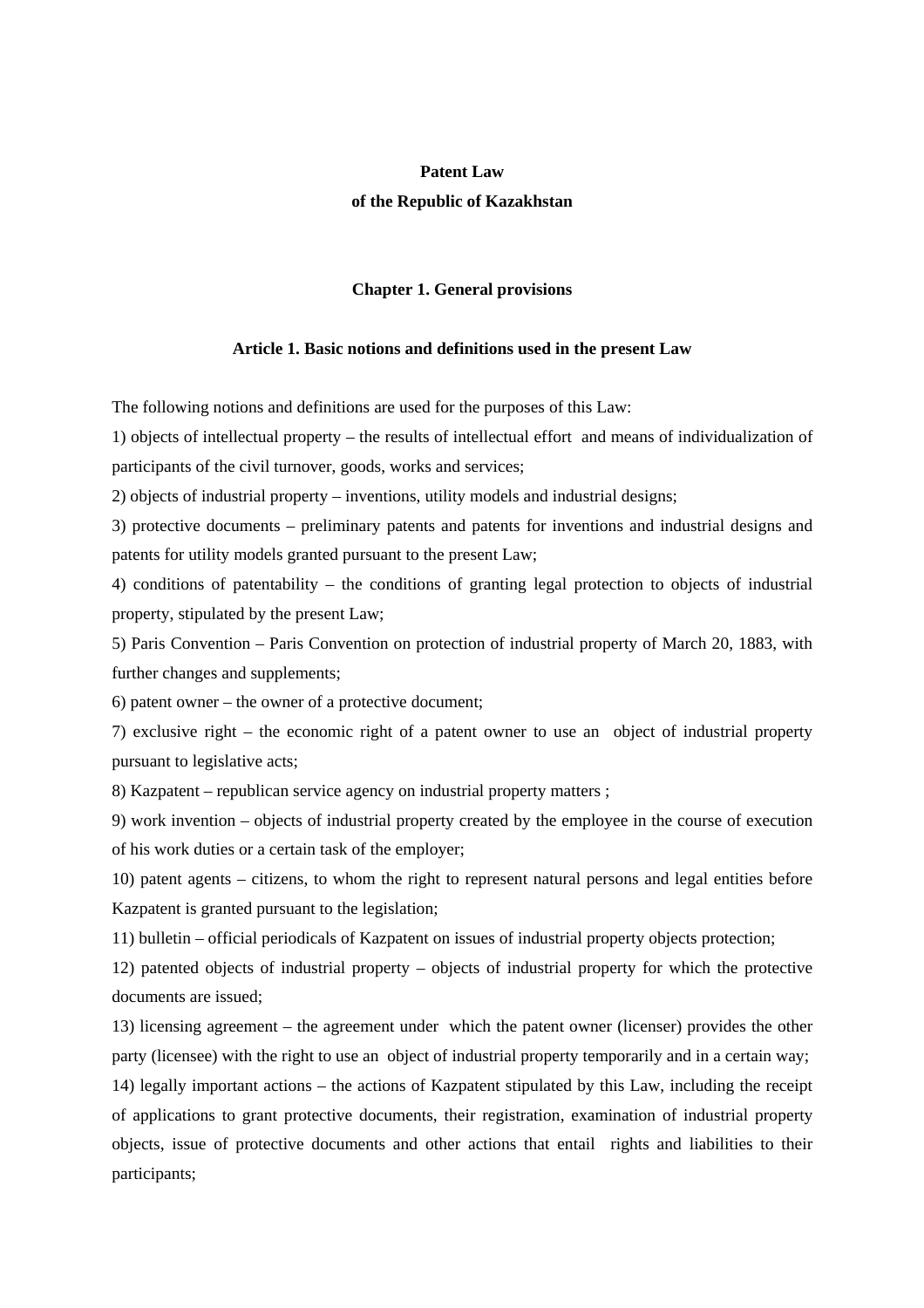# Patent Law
# of the Republic of Kazakhstan

## Chapter 1. General provisions

### Article 1. Basic notions and definitions used in the present Law

The following notions and definitions are used for the purposes of this Law:

1) objects of intellectual property – the results of intellectual effort and means of individualization of participants of the civil turnover, goods, works and services;

2) objects of industrial property – inventions, utility models and industrial designs;

3) protective documents – preliminary patents and patents for inventions and industrial designs and patents for utility models granted pursuant to the present Law;

4) conditions of patentability – the conditions of granting legal protection to objects of industrial property, stipulated by the present Law;

5) Paris Convention – Paris Convention on protection of industrial property of March 20, 1883, with further changes and supplements;

6) patent owner – the owner of a protective document;

7) exclusive right – the economic right of a patent owner to use an object of industrial property pursuant to legislative acts;

8) Kazpatent – republican service agency on industrial property matters ;

9) work invention – objects of industrial property created by the employee in the course of execution of his work duties or a certain task of the employer;

10) patent agents – citizens, to whom the right to represent natural persons and legal entities before Kazpatent is granted pursuant to the legislation;

11) bulletin – official periodicals of Kazpatent on issues of industrial property objects protection;

12) patented objects of industrial property – objects of industrial property for which the protective documents are issued;

13) licensing agreement – the agreement under which the patent owner (licenser) provides the other party (licensee) with the right to use an object of industrial property temporarily and in a certain way;

14) legally important actions – the actions of Kazpatent stipulated by this Law, including the receipt of applications to grant protective documents, their registration, examination of industrial property objects, issue of protective documents and other actions that entail rights and liabilities to their participants;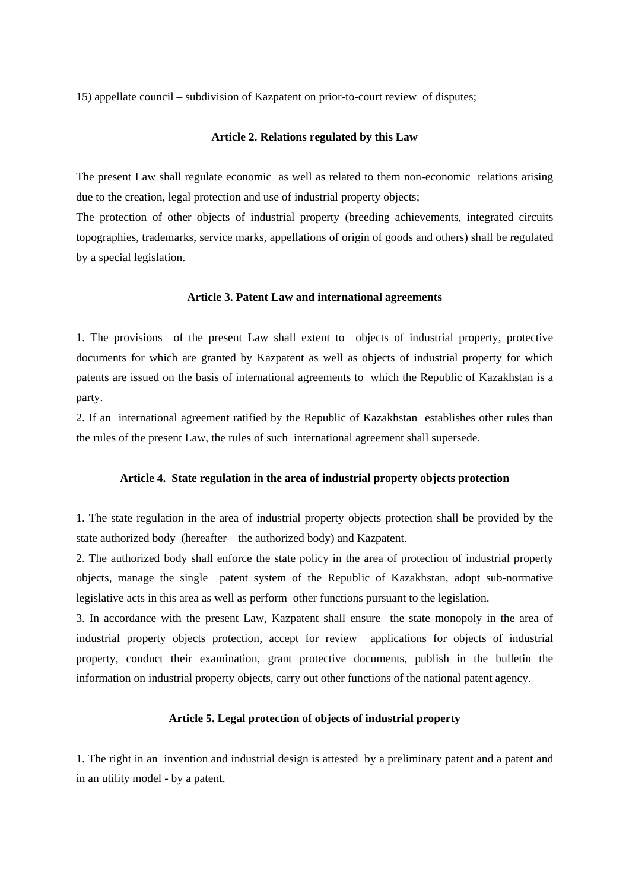15) appellate council – subdivision of Kazpatent on prior-to-court review of disputes;

### Article 2. Relations regulated by this Law

The present Law shall regulate economic as well as related to them non-economic relations arising due to the creation, legal protection and use of industrial property objects;
The protection of other objects of industrial property (breeding achievements, integrated circuits topographies, trademarks, service marks, appellations of origin of goods and others) shall be regulated by a special legislation.

### Article 3. Patent Law and international agreements

1. The provisions of the present Law shall extent to objects of industrial property, protective documents for which are granted by Kazpatent as well as objects of industrial property for which patents are issued on the basis of international agreements to which the Republic of Kazakhstan is a party.
2. If an international agreement ratified by the Republic of Kazakhstan establishes other rules than the rules of the present Law, the rules of such international agreement shall supersede.

### Article 4. State regulation in the area of industrial property objects protection

1. The state regulation in the area of industrial property objects protection shall be provided by the state authorized body (hereafter – the authorized body) and Kazpatent.
2. The authorized body shall enforce the state policy in the area of protection of industrial property objects, manage the single patent system of the Republic of Kazakhstan, adopt sub-normative legislative acts in this area as well as perform other functions pursuant to the legislation.
3. In accordance with the present Law, Kazpatent shall ensure the state monopoly in the area of industrial property objects protection, accept for review applications for objects of industrial property, conduct their examination, grant protective documents, publish in the bulletin the information on industrial property objects, carry out other functions of the national patent agency.

### Article 5. Legal protection of objects of industrial property

1. The right in an invention and industrial design is attested by a preliminary patent and a patent and in an utility model - by a patent.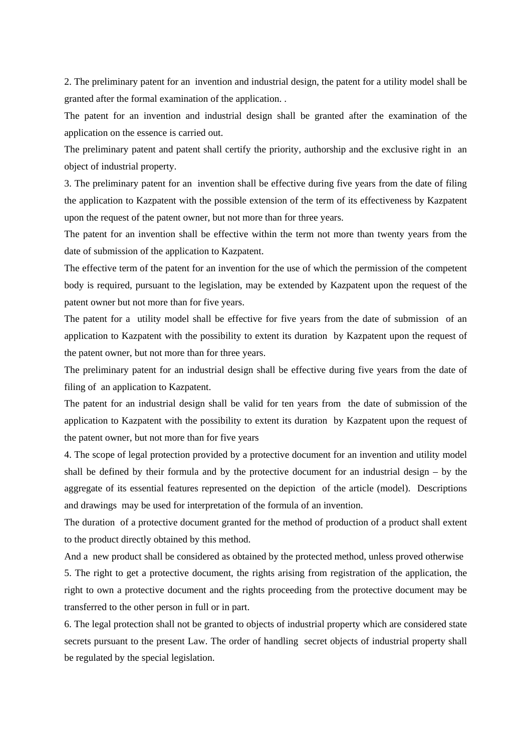2. The preliminary patent for an invention and industrial design, the patent for a utility model shall be granted after the formal examination of the application. .

The patent for an invention and industrial design shall be granted after the examination of the application on the essence is carried out.

The preliminary patent and patent shall certify the priority, authorship and the exclusive right in an object of industrial property.

3. The preliminary patent for an invention shall be effective during five years from the date of filing the application to Kazpatent with the possible extension of the term of its effectiveness by Kazpatent upon the request of the patent owner, but not more than for three years.

The patent for an invention shall be effective within the term not more than twenty years from the date of submission of the application to Kazpatent.

The effective term of the patent for an invention for the use of which the permission of the competent body is required, pursuant to the legislation, may be extended by Kazpatent upon the request of the patent owner but not more than for five years.

The patent for a utility model shall be effective for five years from the date of submission of an application to Kazpatent with the possibility to extent its duration by Kazpatent upon the request of the patent owner, but not more than for three years.

The preliminary patent for an industrial design shall be effective during five years from the date of filing of an application to Kazpatent.

The patent for an industrial design shall be valid for ten years from the date of submission of the application to Kazpatent with the possibility to extent its duration by Kazpatent upon the request of the patent owner, but not more than for five years

4. The scope of legal protection provided by a protective document for an invention and utility model shall be defined by their formula and by the protective document for an industrial design – by the aggregate of its essential features represented on the depiction of the article (model). Descriptions and drawings may be used for interpretation of the formula of an invention.

The duration of a protective document granted for the method of production of a product shall extent to the product directly obtained by this method.

And a new product shall be considered as obtained by the protected method, unless proved otherwise

5. The right to get a protective document, the rights arising from registration of the application, the right to own a protective document and the rights proceeding from the protective document may be transferred to the other person in full or in part.

6. The legal protection shall not be granted to objects of industrial property which are considered state secrets pursuant to the present Law. The order of handling secret objects of industrial property shall be regulated by the special legislation.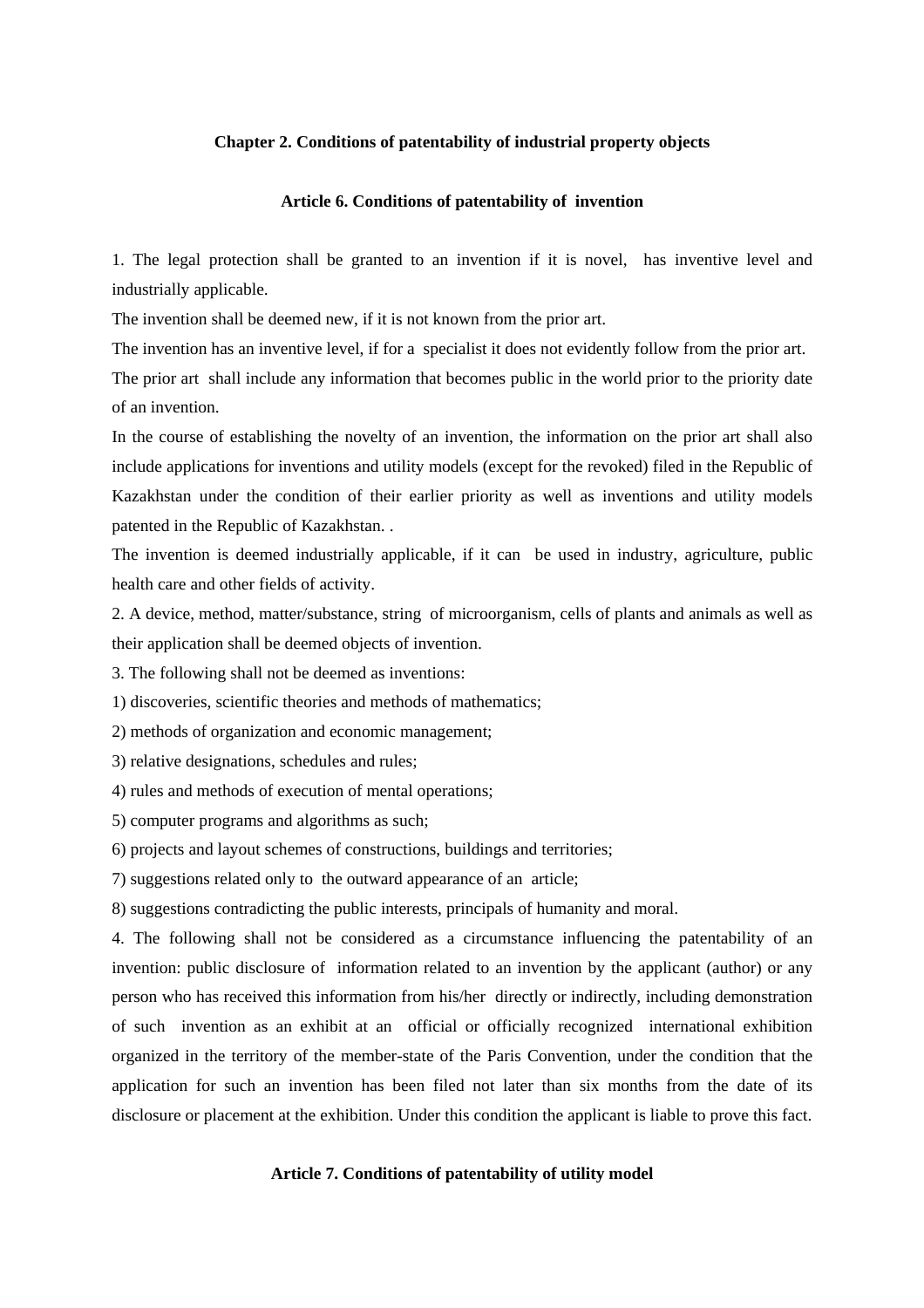## Chapter 2. Conditions of patentability of industrial property objects

### Article 6. Conditions of patentability of invention

1. The legal protection shall be granted to an invention if it is novel, has inventive level and industrially applicable.

The invention shall be deemed new, if it is not known from the prior art.

The invention has an inventive level, if for a specialist it does not evidently follow from the prior art.

The prior art shall include any information that becomes public in the world prior to the priority date of an invention.

In the course of establishing the novelty of an invention, the information on the prior art shall also include applications for inventions and utility models (except for the revoked) filed in the Republic of Kazakhstan under the condition of their earlier priority as well as inventions and utility models patented in the Republic of Kazakhstan. .

The invention is deemed industrially applicable, if it can be used in industry, agriculture, public health care and other fields of activity.

2. A device, method, matter/substance, string of microorganism, cells of plants and animals as well as their application shall be deemed objects of invention.

3. The following shall not be deemed as inventions:

1) discoveries, scientific theories and methods of mathematics;

2) methods of organization and economic management;

3) relative designations, schedules and rules;

4) rules and methods of execution of mental operations;

5) computer programs and algorithms as such;

6) projects and layout schemes of constructions, buildings and territories;

7) suggestions related only to the outward appearance of an article;

8) suggestions contradicting the public interests, principals of humanity and moral.

4. The following shall not be considered as a circumstance influencing the patentability of an invention: public disclosure of information related to an invention by the applicant (author) or any person who has received this information from his/her directly or indirectly, including demonstration of such invention as an exhibit at an official or officially recognized international exhibition organized in the territory of the member-state of the Paris Convention, under the condition that the application for such an invention has been filed not later than six months from the date of its disclosure or placement at the exhibition. Under this condition the applicant is liable to prove this fact.

### Article 7. Conditions of patentability of utility model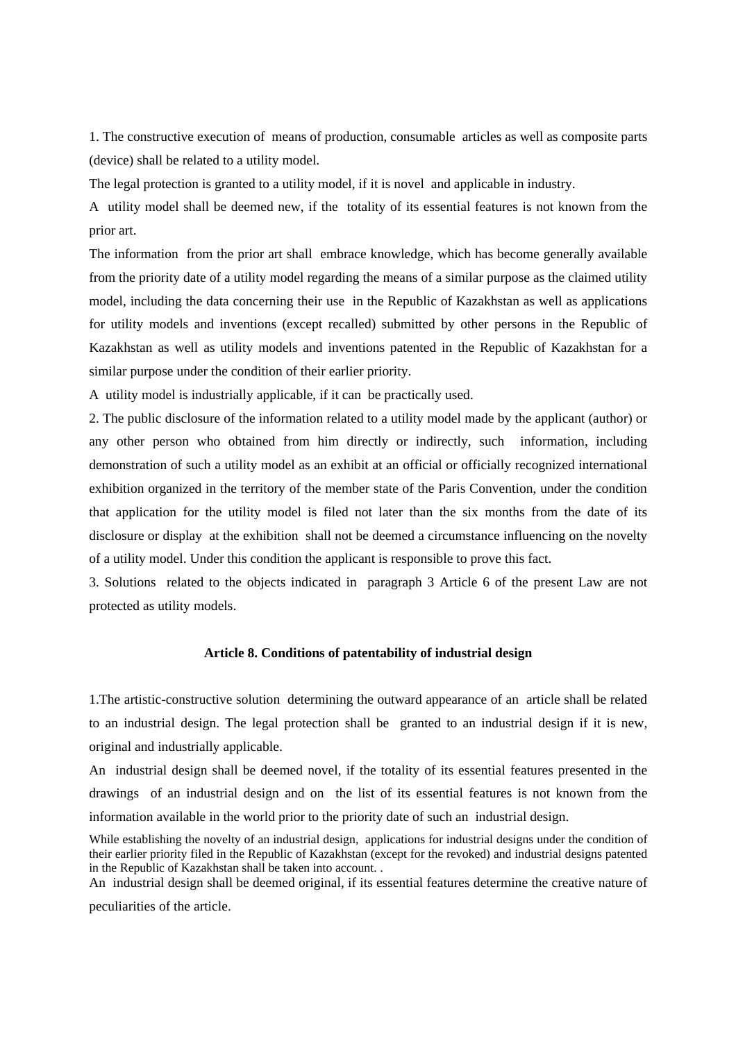1. The constructive execution of means of production, consumable articles as well as composite parts (device) shall be related to a utility model.

The legal protection is granted to a utility model, if it is novel and applicable in industry.

A utility model shall be deemed new, if the totality of its essential features is not known from the prior art.

The information from the prior art shall embrace knowledge, which has become generally available from the priority date of a utility model regarding the means of a similar purpose as the claimed utility model, including the data concerning their use in the Republic of Kazakhstan as well as applications for utility models and inventions (except recalled) submitted by other persons in the Republic of Kazakhstan as well as utility models and inventions patented in the Republic of Kazakhstan for a similar purpose under the condition of their earlier priority.

A utility model is industrially applicable, if it can be practically used.

2. The public disclosure of the information related to a utility model made by the applicant (author) or any other person who obtained from him directly or indirectly, such information, including demonstration of such a utility model as an exhibit at an official or officially recognized international exhibition organized in the territory of the member state of the Paris Convention, under the condition that application for the utility model is filed not later than the six months from the date of its disclosure or display at the exhibition shall not be deemed a circumstance influencing on the novelty of a utility model. Under this condition the applicant is responsible to prove this fact.

3. Solutions related to the objects indicated in paragraph 3 Article 6 of the present Law are not protected as utility models.

### Article 8. Conditions of patentability of industrial design

1.The artistic-constructive solution determining the outward appearance of an article shall be related to an industrial design. The legal protection shall be granted to an industrial design if it is new, original and industrially applicable.

An industrial design shall be deemed novel, if the totality of its essential features presented in the drawings of an industrial design and on the list of its essential features is not known from the information available in the world prior to the priority date of such an industrial design.

While establishing the novelty of an industrial design, applications for industrial designs under the condition of their earlier priority filed in the Republic of Kazakhstan (except for the revoked) and industrial designs patented in the Republic of Kazakhstan shall be taken into account. .

An industrial design shall be deemed original, if its essential features determine the creative nature of peculiarities of the article.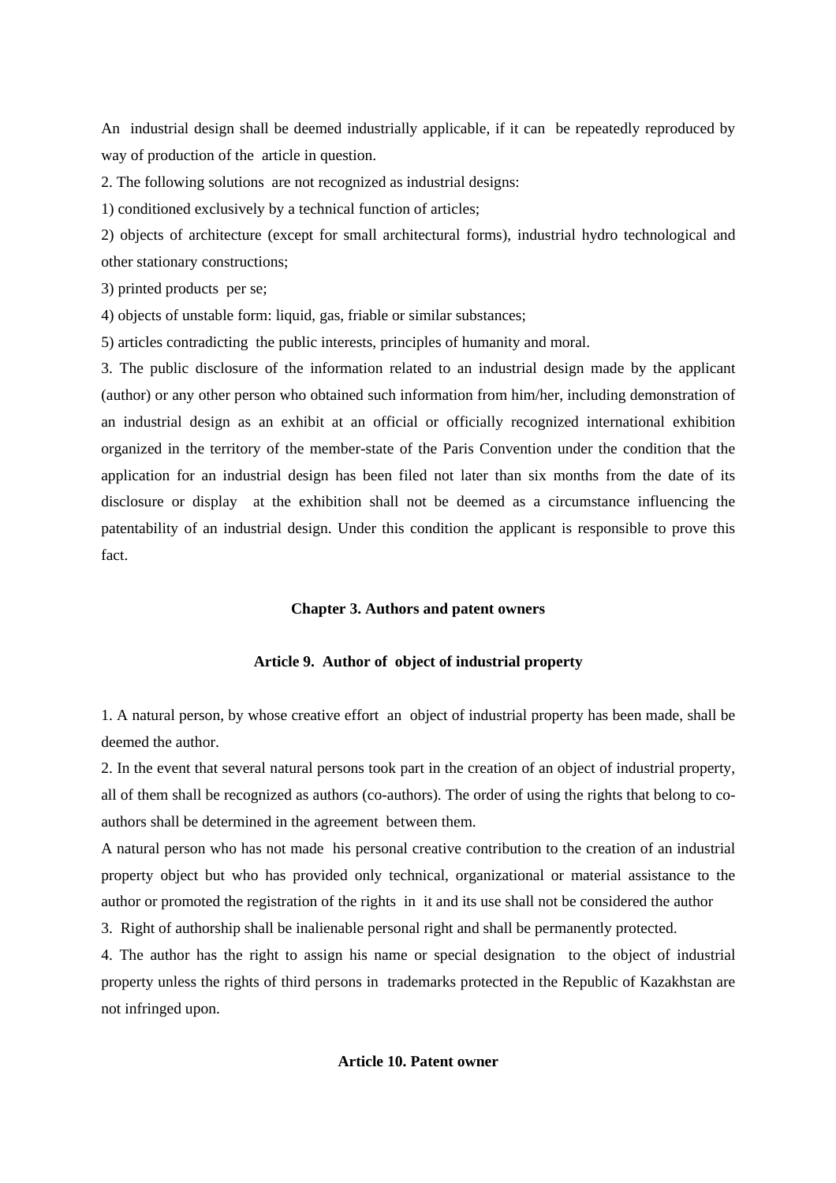An industrial design shall be deemed industrially applicable, if it can be repeatedly reproduced by way of production of the article in question.

2. The following solutions are not recognized as industrial designs:

1) conditioned exclusively by a technical function of articles;

2) objects of architecture (except for small architectural forms), industrial hydro technological and other stationary constructions;

3) printed products per se;

4) objects of unstable form: liquid, gas, friable or similar substances;

5) articles contradicting the public interests, principles of humanity and moral.

3. The public disclosure of the information related to an industrial design made by the applicant (author) or any other person who obtained such information from him/her, including demonstration of an industrial design as an exhibit at an official or officially recognized international exhibition organized in the territory of the member-state of the Paris Convention under the condition that the application for an industrial design has been filed not later than six months from the date of its disclosure or display at the exhibition shall not be deemed as a circumstance influencing the patentability of an industrial design. Under this condition the applicant is responsible to prove this fact.

## Chapter 3. Authors and patent owners

### Article 9. Author of object of industrial property

1. A natural person, by whose creative effort an object of industrial property has been made, shall be deemed the author.

2. In the event that several natural persons took part in the creation of an object of industrial property, all of them shall be recognized as authors (co-authors). The order of using the rights that belong to co-authors shall be determined in the agreement between them.

A natural person who has not made his personal creative contribution to the creation of an industrial property object but who has provided only technical, organizational or material assistance to the author or promoted the registration of the rights in it and its use shall not be considered the author

3. Right of authorship shall be inalienable personal right and shall be permanently protected.

4. The author has the right to assign his name or special designation to the object of industrial property unless the rights of third persons in trademarks protected in the Republic of Kazakhstan are not infringed upon.

### Article 10. Patent owner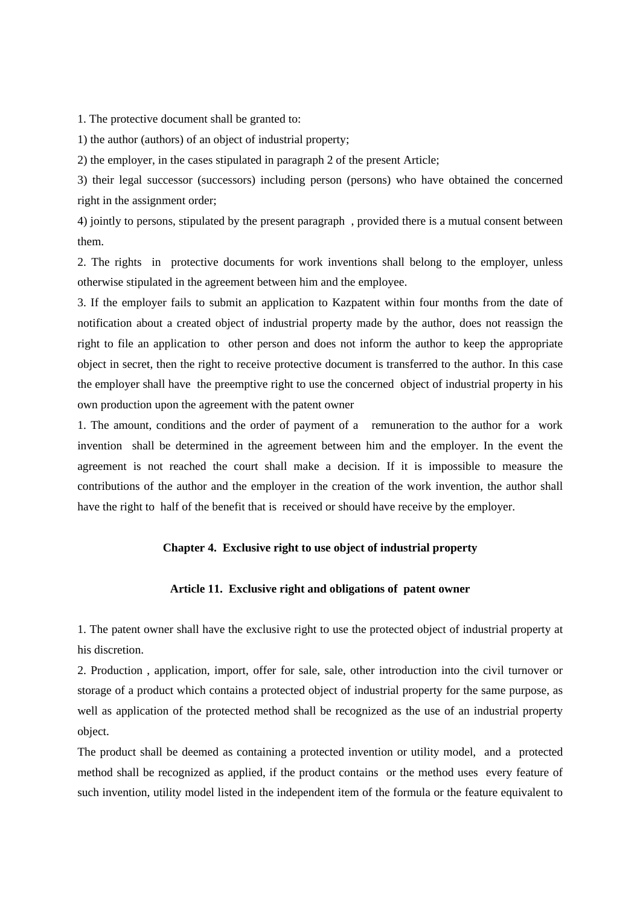1. The protective document shall be granted to:

1) the author (authors) of an object of industrial property;

2) the employer, in the cases stipulated in paragraph 2 of the present Article;

3) their legal successor (successors) including person (persons) who have obtained the concerned right in the assignment order;

4) jointly to persons, stipulated by the present paragraph , provided there is a mutual consent between them.

2. The rights in protective documents for work inventions shall belong to the employer, unless otherwise stipulated in the agreement between him and the employee.

3. If the employer fails to submit an application to Kazpatent within four months from the date of notification about a created object of industrial property made by the author, does not reassign the right to file an application to other person and does not inform the author to keep the appropriate object in secret, then the right to receive protective document is transferred to the author. In this case the employer shall have the preemptive right to use the concerned object of industrial property in his own production upon the agreement with the patent owner

1. The amount, conditions and the order of payment of a remuneration to the author for a work invention shall be determined in the agreement between him and the employer. In the event the agreement is not reached the court shall make a decision. If it is impossible to measure the contributions of the author and the employer in the creation of the work invention, the author shall have the right to half of the benefit that is received or should have receive by the employer.

## Chapter 4. Exclusive right to use object of industrial property

### Article 11. Exclusive right and obligations of patent owner

1. The patent owner shall have the exclusive right to use the protected object of industrial property at his discretion.

2. Production , application, import, offer for sale, sale, other introduction into the civil turnover or storage of a product which contains a protected object of industrial property for the same purpose, as well as application of the protected method shall be recognized as the use of an industrial property object.

The product shall be deemed as containing a protected invention or utility model, and a protected method shall be recognized as applied, if the product contains or the method uses every feature of such invention, utility model listed in the independent item of the formula or the feature equivalent to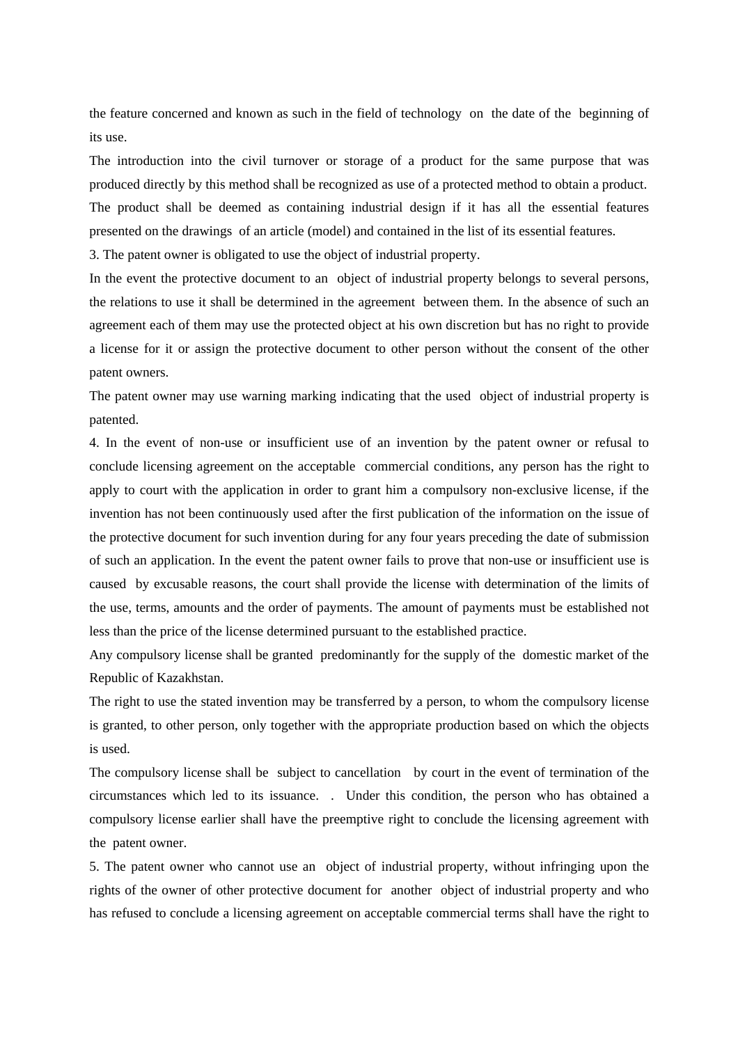the feature concerned and known as such in the field of technology on the date of the beginning of its use.

The introduction into the civil turnover or storage of a product for the same purpose that was produced directly by this method shall be recognized as use of a protected method to obtain a product.

The product shall be deemed as containing industrial design if it has all the essential features presented on the drawings of an article (model) and contained in the list of its essential features.

3. The patent owner is obligated to use the object of industrial property.

In the event the protective document to an object of industrial property belongs to several persons, the relations to use it shall be determined in the agreement between them. In the absence of such an agreement each of them may use the protected object at his own discretion but has no right to provide a license for it or assign the protective document to other person without the consent of the other patent owners.

The patent owner may use warning marking indicating that the used object of industrial property is patented.

4. In the event of non-use or insufficient use of an invention by the patent owner or refusal to conclude licensing agreement on the acceptable commercial conditions, any person has the right to apply to court with the application in order to grant him a compulsory non-exclusive license, if the invention has not been continuously used after the first publication of the information on the issue of the protective document for such invention during for any four years preceding the date of submission of such an application. In the event the patent owner fails to prove that non-use or insufficient use is caused by excusable reasons, the court shall provide the license with determination of the limits of the use, terms, amounts and the order of payments. The amount of payments must be established not less than the price of the license determined pursuant to the established practice.

Any compulsory license shall be granted predominantly for the supply of the domestic market of the Republic of Kazakhstan.

The right to use the stated invention may be transferred by a person, to whom the compulsory license is granted, to other person, only together with the appropriate production based on which the objects is used.

The compulsory license shall be subject to cancellation by court in the event of termination of the circumstances which led to its issuance. . Under this condition, the person who has obtained a compulsory license earlier shall have the preemptive right to conclude the licensing agreement with the patent owner.

5. The patent owner who cannot use an object of industrial property, without infringing upon the rights of the owner of other protective document for another object of industrial property and who has refused to conclude a licensing agreement on acceptable commercial terms shall have the right to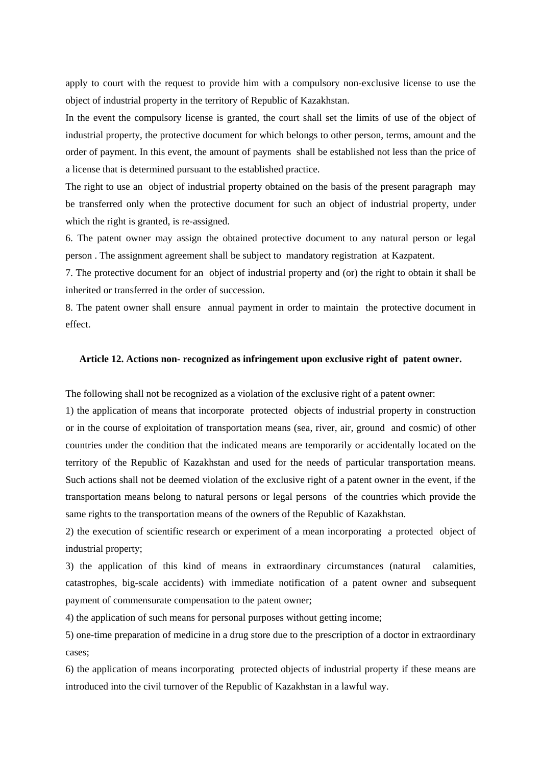apply to court with the request to provide him with a compulsory non-exclusive license to use the object of industrial property in the territory of Republic of Kazakhstan.

In the event the compulsory license is granted, the court shall set the limits of use of the object of industrial property, the protective document for which belongs to other person, terms, amount and the order of payment. In this event, the amount of payments shall be established not less than the price of a license that is determined pursuant to the established practice.

The right to use an object of industrial property obtained on the basis of the present paragraph may be transferred only when the protective document for such an object of industrial property, under which the right is granted, is re-assigned.

6. The patent owner may assign the obtained protective document to any natural person or legal person . The assignment agreement shall be subject to mandatory registration at Kazpatent.

7. The protective document for an object of industrial property and (or) the right to obtain it shall be inherited or transferred in the order of succession.

8. The patent owner shall ensure annual payment in order to maintain the protective document in effect.

**Article 12. Actions non- recognized as infringement upon exclusive right of patent owner.**

The following shall not be recognized as a violation of the exclusive right of a patent owner:

1) the application of means that incorporate protected objects of industrial property in construction or in the course of exploitation of transportation means (sea, river, air, ground and cosmic) of other countries under the condition that the indicated means are temporarily or accidentally located on the territory of the Republic of Kazakhstan and used for the needs of particular transportation means. Such actions shall not be deemed violation of the exclusive right of a patent owner in the event, if the transportation means belong to natural persons or legal persons of the countries which provide the same rights to the transportation means of the owners of the Republic of Kazakhstan.

2) the execution of scientific research or experiment of a mean incorporating a protected object of industrial property;

3) the application of this kind of means in extraordinary circumstances (natural calamities, catastrophes, big-scale accidents) with immediate notification of a patent owner and subsequent payment of commensurate compensation to the patent owner;

4) the application of such means for personal purposes without getting income;

5) one-time preparation of medicine in a drug store due to the prescription of a doctor in extraordinary cases;

6) the application of means incorporating protected objects of industrial property if these means are introduced into the civil turnover of the Republic of Kazakhstan in a lawful way.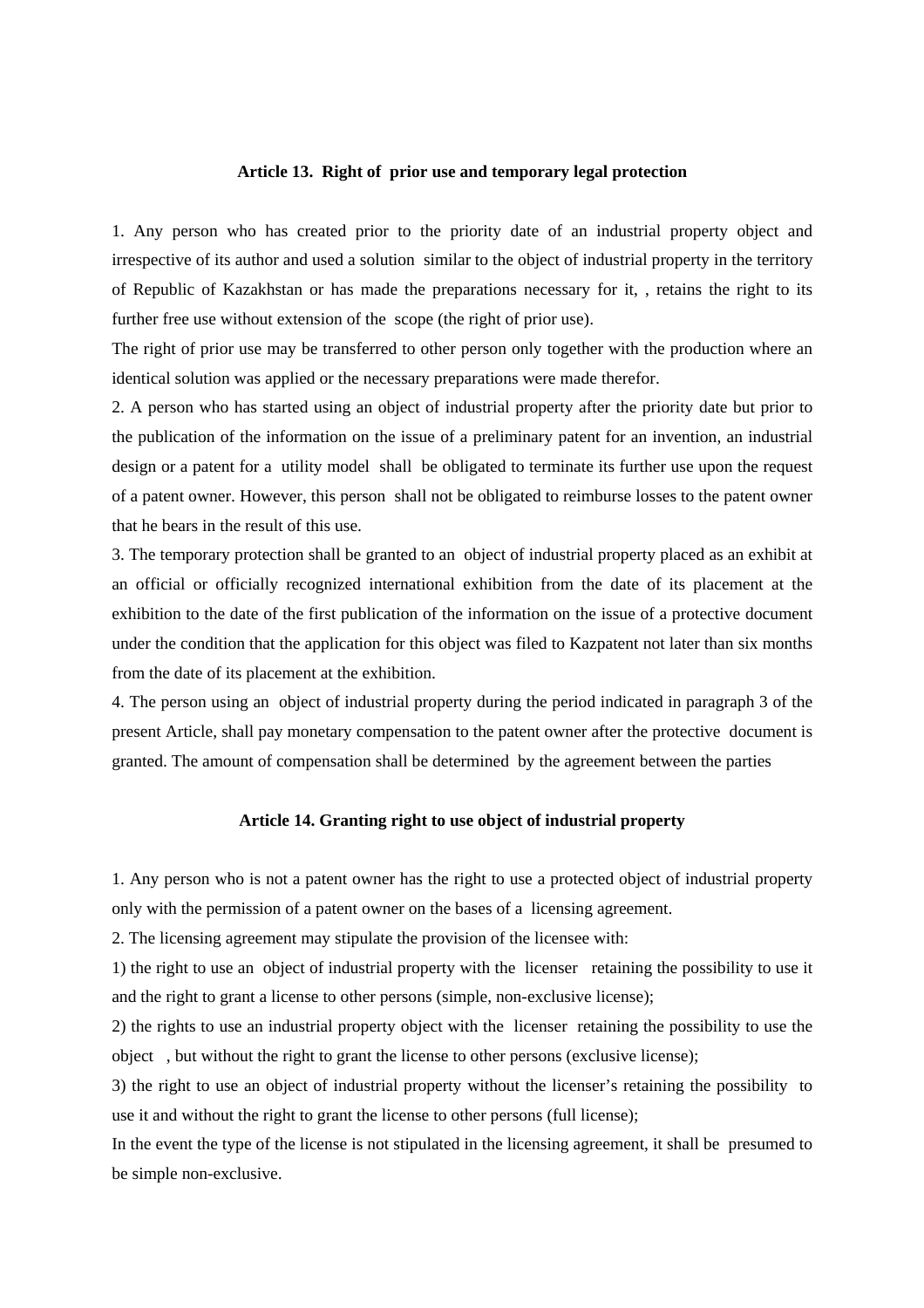### Article 13. Right of prior use and temporary legal protection

1. Any person who has created prior to the priority date of an industrial property object and irrespective of its author and used a solution similar to the object of industrial property in the territory of Republic of Kazakhstan or has made the preparations necessary for it, , retains the right to its further free use without extension of the scope (the right of prior use).

The right of prior use may be transferred to other person only together with the production where an identical solution was applied or the necessary preparations were made therefor.

2. A person who has started using an object of industrial property after the priority date but prior to the publication of the information on the issue of a preliminary patent for an invention, an industrial design or a patent for a utility model shall be obligated to terminate its further use upon the request of a patent owner. However, this person shall not be obligated to reimburse losses to the patent owner that he bears in the result of this use.

3. The temporary protection shall be granted to an object of industrial property placed as an exhibit at an official or officially recognized international exhibition from the date of its placement at the exhibition to the date of the first publication of the information on the issue of a protective document under the condition that the application for this object was filed to Kazpatent not later than six months from the date of its placement at the exhibition.

4. The person using an object of industrial property during the period indicated in paragraph 3 of the present Article, shall pay monetary compensation to the patent owner after the protective document is granted. The amount of compensation shall be determined by the agreement between the parties

### Article 14. Granting right to use object of industrial property

1. Any person who is not a patent owner has the right to use a protected object of industrial property only with the permission of a patent owner on the bases of a licensing agreement.

2. The licensing agreement may stipulate the provision of the licensee with:

1) the right to use an object of industrial property with the licenser retaining the possibility to use it and the right to grant a license to other persons (simple, non-exclusive license);

2) the rights to use an industrial property object with the licenser retaining the possibility to use the object , but without the right to grant the license to other persons (exclusive license);

3) the right to use an object of industrial property without the licenser's retaining the possibility to use it and without the right to grant the license to other persons (full license);

In the event the type of the license is not stipulated in the licensing agreement, it shall be presumed to be simple non-exclusive.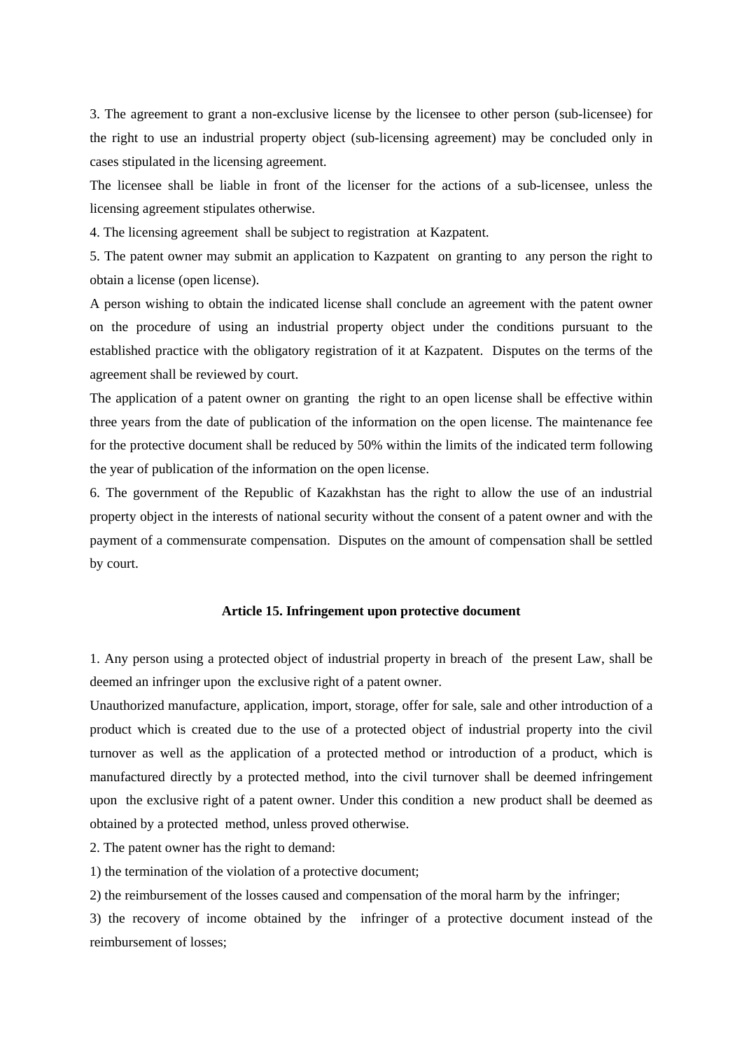3. The agreement to grant a non-exclusive license by the licensee to other person (sub-licensee) for the right to use an industrial property object (sub-licensing agreement) may be concluded only in cases stipulated in the licensing agreement.

The licensee shall be liable in front of the licenser for the actions of a sub-licensee, unless the licensing agreement stipulates otherwise.

4. The licensing agreement shall be subject to registration at Kazpatent.

5. The patent owner may submit an application to Kazpatent on granting to any person the right to obtain a license (open license).

A person wishing to obtain the indicated license shall conclude an agreement with the patent owner on the procedure of using an industrial property object under the conditions pursuant to the established practice with the obligatory registration of it at Kazpatent. Disputes on the terms of the agreement shall be reviewed by court.

The application of a patent owner on granting the right to an open license shall be effective within three years from the date of publication of the information on the open license. The maintenance fee for the protective document shall be reduced by 50% within the limits of the indicated term following the year of publication of the information on the open license.

6. The government of the Republic of Kazakhstan has the right to allow the use of an industrial property object in the interests of national security without the consent of a patent owner and with the payment of a commensurate compensation. Disputes on the amount of compensation shall be settled by court.

### Article 15. Infringement upon protective document

1. Any person using a protected object of industrial property in breach of the present Law, shall be deemed an infringer upon the exclusive right of a patent owner.

Unauthorized manufacture, application, import, storage, offer for sale, sale and other introduction of a product which is created due to the use of a protected object of industrial property into the civil turnover as well as the application of a protected method or introduction of a product, which is manufactured directly by a protected method, into the civil turnover shall be deemed infringement upon the exclusive right of a patent owner. Under this condition a new product shall be deemed as obtained by a protected method, unless proved otherwise.

2. The patent owner has the right to demand:

1) the termination of the violation of a protective document;

2) the reimbursement of the losses caused and compensation of the moral harm by the infringer;

3) the recovery of income obtained by the infringer of a protective document instead of the reimbursement of losses;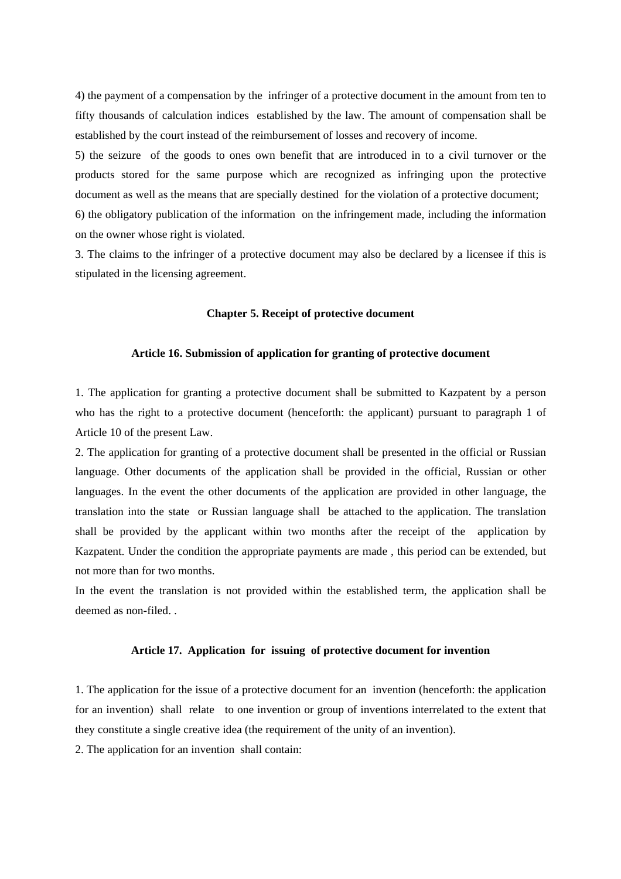4) the payment of a compensation by the infringer of a protective document in the amount from ten to fifty thousands of calculation indices established by the law. The amount of compensation shall be established by the court instead of the reimbursement of losses and recovery of income.

5) the seizure of the goods to ones own benefit that are introduced in to a civil turnover or the products stored for the same purpose which are recognized as infringing upon the protective document as well as the means that are specially destined for the violation of a protective document;

6) the obligatory publication of the information on the infringement made, including the information on the owner whose right is violated.

3. The claims to the infringer of a protective document may also be declared by a licensee if this is stipulated in the licensing agreement.

## Chapter 5. Receipt of protective document

### Article 16. Submission of application for granting of protective document

1. The application for granting a protective document shall be submitted to Kazpatent by a person who has the right to a protective document (henceforth: the applicant) pursuant to paragraph 1 of Article 10 of the present Law.

2. The application for granting of a protective document shall be presented in the official or Russian language. Other documents of the application shall be provided in the official, Russian or other languages. In the event the other documents of the application are provided in other language, the translation into the state or Russian language shall be attached to the application. The translation shall be provided by the applicant within two months after the receipt of the application by Kazpatent. Under the condition the appropriate payments are made , this period can be extended, but not more than for two months.

In the event the translation is not provided within the established term, the application shall be deemed as non-filed. .

### Article 17. Application for issuing of protective document for invention

1. The application for the issue of a protective document for an invention (henceforth: the application for an invention) shall relate to one invention or group of inventions interrelated to the extent that they constitute a single creative idea (the requirement of the unity of an invention).

2. The application for an invention shall contain: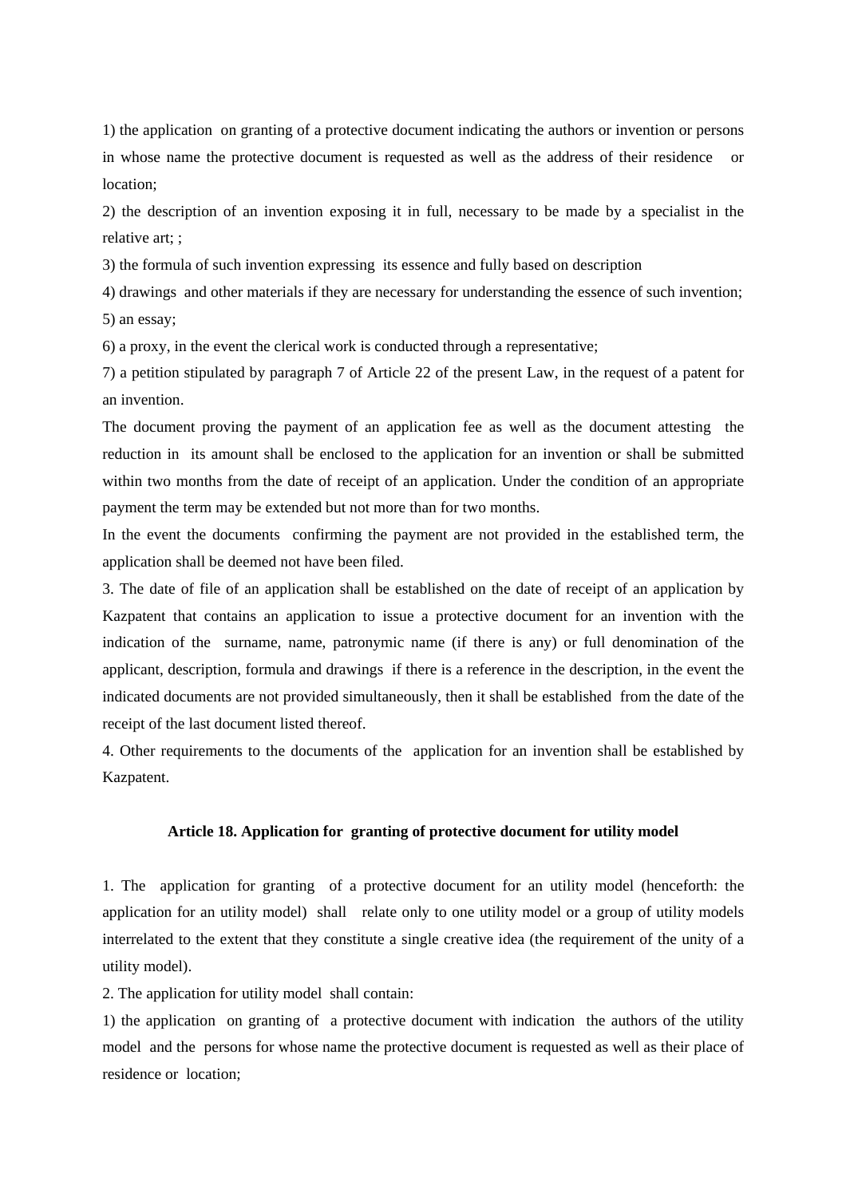1) the application on granting of a protective document indicating the authors or invention or persons in whose name the protective document is requested as well as the address of their residence or location;

2) the description of an invention exposing it in full, necessary to be made by a specialist in the relative art; ;

3) the formula of such invention expressing its essence and fully based on description

4) drawings and other materials if they are necessary for understanding the essence of such invention;

5) an essay;

6) a proxy, in the event the clerical work is conducted through a representative;

7) a petition stipulated by paragraph 7 of Article 22 of the present Law, in the request of a patent for an invention.

The document proving the payment of an application fee as well as the document attesting the reduction in its amount shall be enclosed to the application for an invention or shall be submitted within two months from the date of receipt of an application. Under the condition of an appropriate payment the term may be extended but not more than for two months.

In the event the documents confirming the payment are not provided in the established term, the application shall be deemed not have been filed.

3. The date of file of an application shall be established on the date of receipt of an application by Kazpatent that contains an application to issue a protective document for an invention with the indication of the surname, name, patronymic name (if there is any) or full denomination of the applicant, description, formula and drawings if there is a reference in the description, in the event the indicated documents are not provided simultaneously, then it shall be established from the date of the receipt of the last document listed thereof.

4. Other requirements to the documents of the application for an invention shall be established by Kazpatent.

### Article 18. Application for granting of protective document for utility model

1. The application for granting of a protective document for an utility model (henceforth: the application for an utility model) shall relate only to one utility model or a group of utility models interrelated to the extent that they constitute a single creative idea (the requirement of the unity of a utility model).

2. The application for utility model shall contain:

1) the application on granting of a protective document with indication the authors of the utility model and the persons for whose name the protective document is requested as well as their place of residence or location;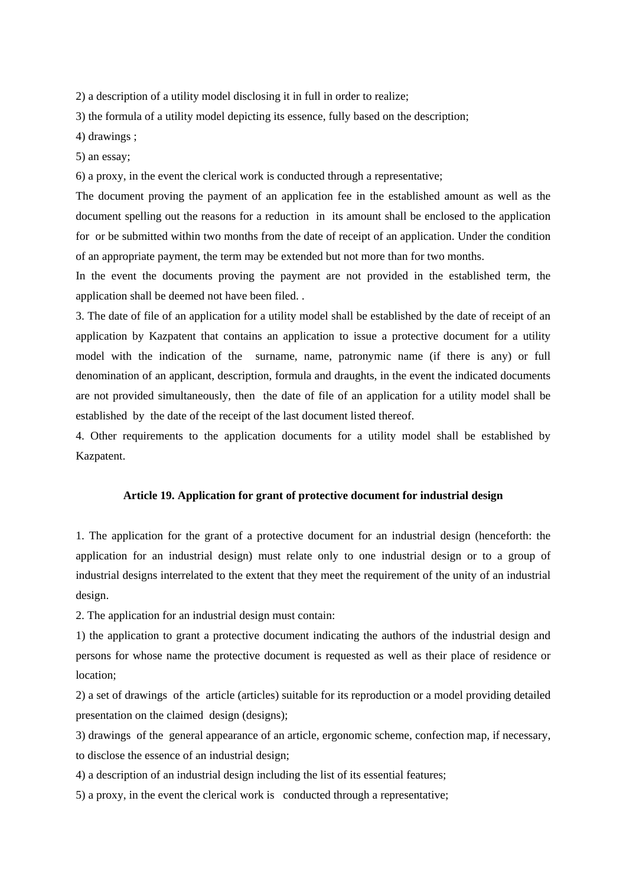2) a description of a utility model disclosing it in full in order to realize;

3) the formula of a utility model depicting its essence, fully based on the description;

4) drawings ;

5) an essay;

6) a proxy, in the event the clerical work is conducted through a representative;

The document proving the payment of an application fee in the established amount as well as the document spelling out the reasons for a reduction in its amount shall be enclosed to the application for or be submitted within two months from the date of receipt of an application. Under the condition of an appropriate payment, the term may be extended but not more than for two months.

In the event the documents proving the payment are not provided in the established term, the application shall be deemed not have been filed. .

3. The date of file of an application for a utility model shall be established by the date of receipt of an application by Kazpatent that contains an application to issue a protective document for a utility model with the indication of the surname, name, patronymic name (if there is any) or full denomination of an applicant, description, formula and draughts, in the event the indicated documents are not provided simultaneously, then the date of file of an application for a utility model shall be established by the date of the receipt of the last document listed thereof.

4. Other requirements to the application documents for a utility model shall be established by Kazpatent.

### Article 19. Application for grant of protective document for industrial design

1. The application for the grant of a protective document for an industrial design (henceforth: the application for an industrial design) must relate only to one industrial design or to a group of industrial designs interrelated to the extent that they meet the requirement of the unity of an industrial design.

2. The application for an industrial design must contain:

1) the application to grant a protective document indicating the authors of the industrial design and persons for whose name the protective document is requested as well as their place of residence or location;

2) a set of drawings of the article (articles) suitable for its reproduction or a model providing detailed presentation on the claimed design (designs);

3) drawings of the general appearance of an article, ergonomic scheme, confection map, if necessary, to disclose the essence of an industrial design;

4) a description of an industrial design including the list of its essential features;

5) a proxy, in the event the clerical work is conducted through a representative;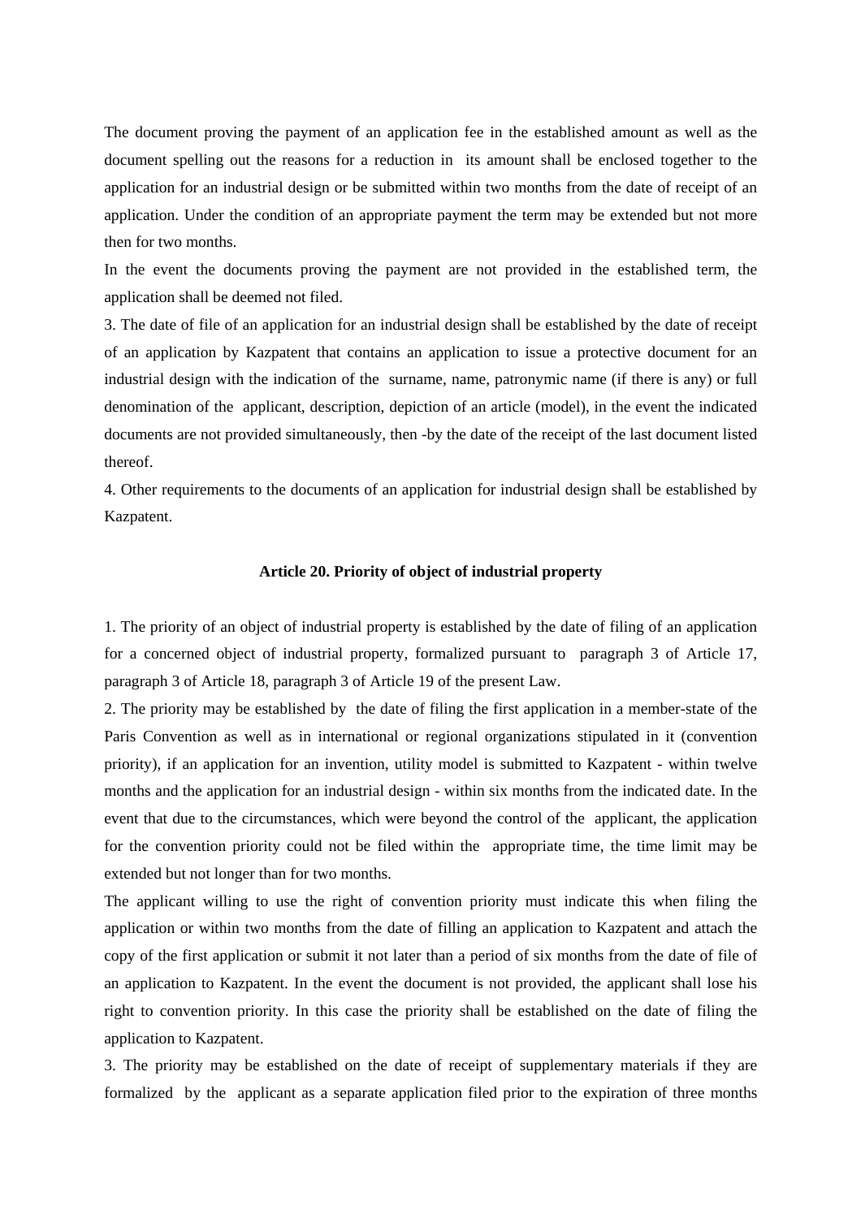The document proving the payment of an application fee in the established amount as well as the document spelling out the reasons for a reduction in its amount shall be enclosed together to the application for an industrial design or be submitted within two months from the date of receipt of an application. Under the condition of an appropriate payment the term may be extended but not more then for two months.

In the event the documents proving the payment are not provided in the established term, the application shall be deemed not filed.

3. The date of file of an application for an industrial design shall be established by the date of receipt of an application by Kazpatent that contains an application to issue a protective document for an industrial design with the indication of the surname, name, patronymic name (if there is any) or full denomination of the applicant, description, depiction of an article (model), in the event the indicated documents are not provided simultaneously, then -by the date of the receipt of the last document listed thereof.

4. Other requirements to the documents of an application for industrial design shall be established by Kazpatent.

### Article 20. Priority of object of industrial property

1. The priority of an object of industrial property is established by the date of filing of an application for a concerned object of industrial property, formalized pursuant to paragraph 3 of Article 17, paragraph 3 of Article 18, paragraph 3 of Article 19 of the present Law.

2. The priority may be established by the date of filing the first application in a member-state of the Paris Convention as well as in international or regional organizations stipulated in it (convention priority), if an application for an invention, utility model is submitted to Kazpatent - within twelve months and the application for an industrial design - within six months from the indicated date. In the event that due to the circumstances, which were beyond the control of the applicant, the application for the convention priority could not be filed within the appropriate time, the time limit may be extended but not longer than for two months.

The applicant willing to use the right of convention priority must indicate this when filing the application or within two months from the date of filling an application to Kazpatent and attach the copy of the first application or submit it not later than a period of six months from the date of file of an application to Kazpatent. In the event the document is not provided, the applicant shall lose his right to convention priority. In this case the priority shall be established on the date of filing the application to Kazpatent.

3. The priority may be established on the date of receipt of supplementary materials if they are formalized by the applicant as a separate application filed prior to the expiration of three months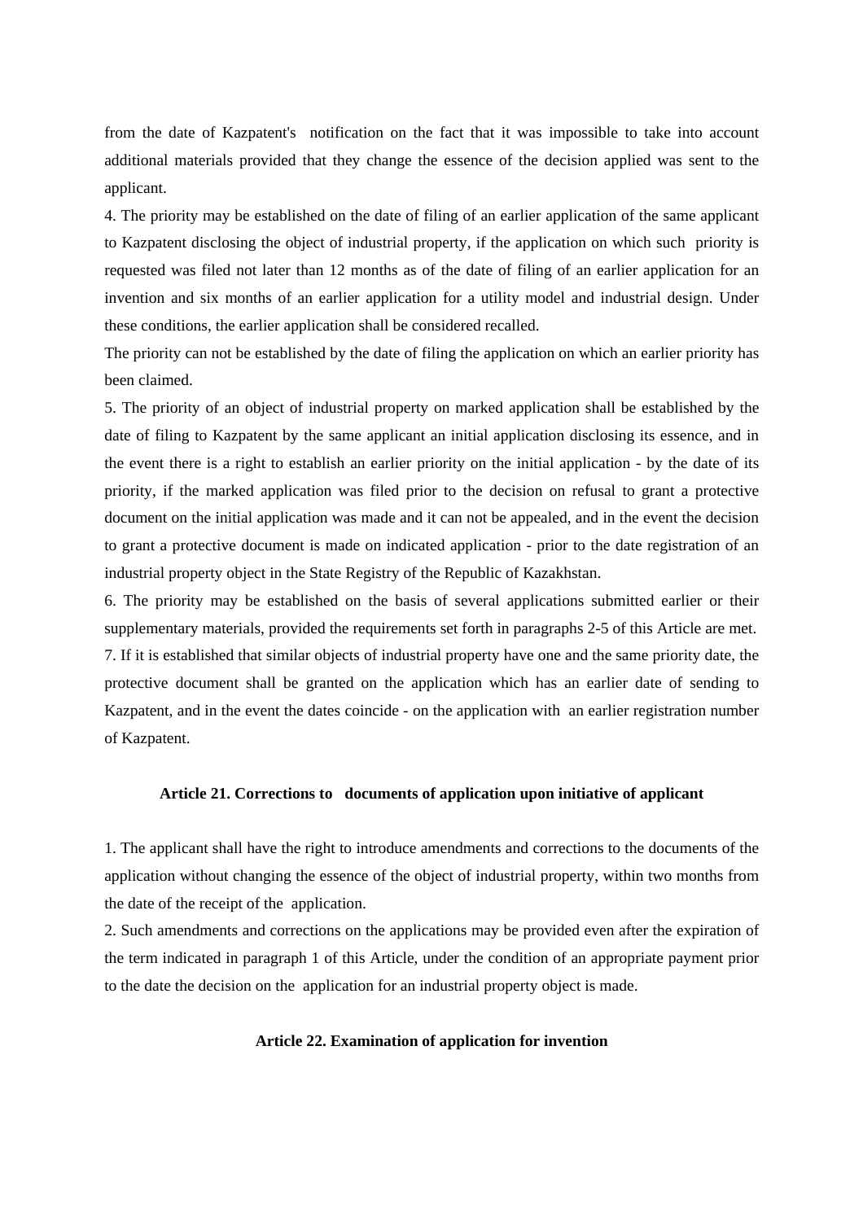from the date of Kazpatent's notification on the fact that it was impossible to take into account additional materials provided that they change the essence of the decision applied was sent to the applicant.

4. The priority may be established on the date of filing of an earlier application of the same applicant to Kazpatent disclosing the object of industrial property, if the application on which such priority is requested was filed not later than 12 months as of the date of filing of an earlier application for an invention and six months of an earlier application for a utility model and industrial design. Under these conditions, the earlier application shall be considered recalled.

The priority can not be established by the date of filing the application on which an earlier priority has been claimed.

5. The priority of an object of industrial property on marked application shall be established by the date of filing to Kazpatent by the same applicant an initial application disclosing its essence, and in the event there is a right to establish an earlier priority on the initial application - by the date of its priority, if the marked application was filed prior to the decision on refusal to grant a protective document on the initial application was made and it can not be appealed, and in the event the decision to grant a protective document is made on indicated application - prior to the date registration of an industrial property object in the State Registry of the Republic of Kazakhstan.

6. The priority may be established on the basis of several applications submitted earlier or their supplementary materials, provided the requirements set forth in paragraphs 2-5 of this Article are met.

7. If it is established that similar objects of industrial property have one and the same priority date, the protective document shall be granted on the application which has an earlier date of sending to Kazpatent, and in the event the dates coincide - on the application with an earlier registration number of Kazpatent.

**Article 21. Corrections to documents of application upon initiative of applicant**

1. The applicant shall have the right to introduce amendments and corrections to the documents of the application without changing the essence of the object of industrial property, within two months from the date of the receipt of the application.

2. Such amendments and corrections on the applications may be provided even after the expiration of the term indicated in paragraph 1 of this Article, under the condition of an appropriate payment prior to the date the decision on the application for an industrial property object is made.

**Article 22. Examination of application for invention**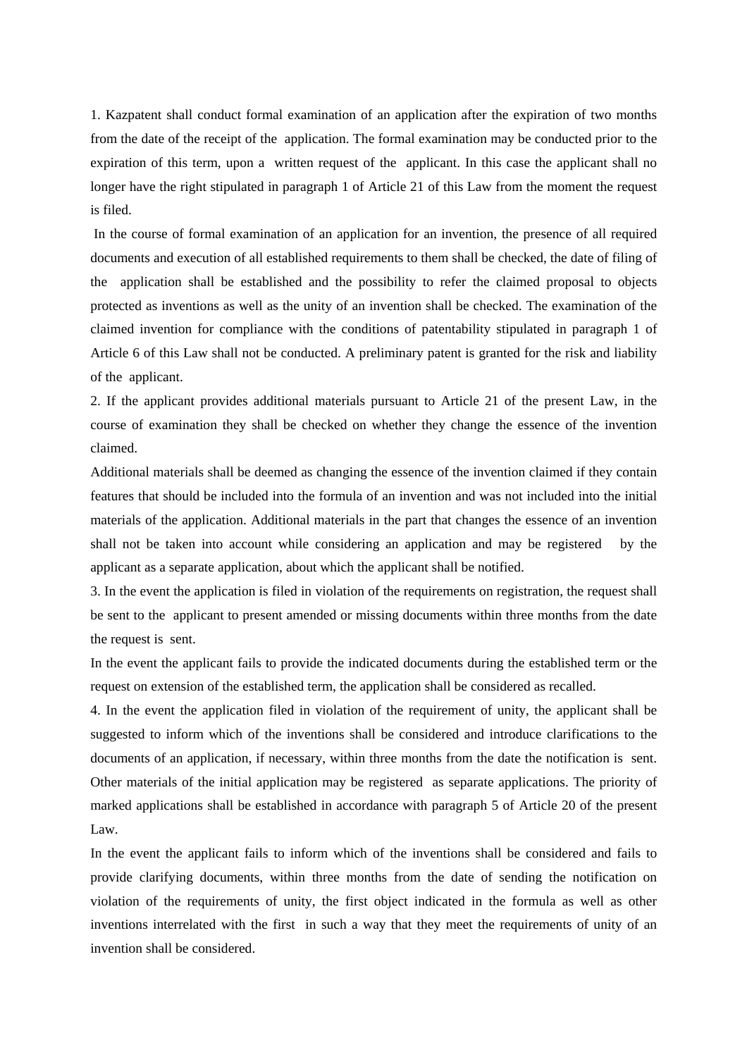1. Kazpatent shall conduct formal examination of an application after the expiration of two months from the date of the receipt of the application. The formal examination may be conducted prior to the expiration of this term, upon a written request of the applicant. In this case the applicant shall no longer have the right stipulated in paragraph 1 of Article 21 of this Law from the moment the request is filed.

In the course of formal examination of an application for an invention, the presence of all required documents and execution of all established requirements to them shall be checked, the date of filing of the application shall be established and the possibility to refer the claimed proposal to objects protected as inventions as well as the unity of an invention shall be checked. The examination of the claimed invention for compliance with the conditions of patentability stipulated in paragraph 1 of Article 6 of this Law shall not be conducted. A preliminary patent is granted for the risk and liability of the applicant.

2. If the applicant provides additional materials pursuant to Article 21 of the present Law, in the course of examination they shall be checked on whether they change the essence of the invention claimed.

Additional materials shall be deemed as changing the essence of the invention claimed if they contain features that should be included into the formula of an invention and was not included into the initial materials of the application. Additional materials in the part that changes the essence of an invention shall not be taken into account while considering an application and may be registered by the applicant as a separate application, about which the applicant shall be notified.

3. In the event the application is filed in violation of the requirements on registration, the request shall be sent to the applicant to present amended or missing documents within three months from the date the request is sent.

In the event the applicant fails to provide the indicated documents during the established term or the request on extension of the established term, the application shall be considered as recalled.

4. In the event the application filed in violation of the requirement of unity, the applicant shall be suggested to inform which of the inventions shall be considered and introduce clarifications to the documents of an application, if necessary, within three months from the date the notification is sent. Other materials of the initial application may be registered as separate applications. The priority of marked applications shall be established in accordance with paragraph 5 of Article 20 of the present Law.

In the event the applicant fails to inform which of the inventions shall be considered and fails to provide clarifying documents, within three months from the date of sending the notification on violation of the requirements of unity, the first object indicated in the formula as well as other inventions interrelated with the first in such a way that they meet the requirements of unity of an invention shall be considered.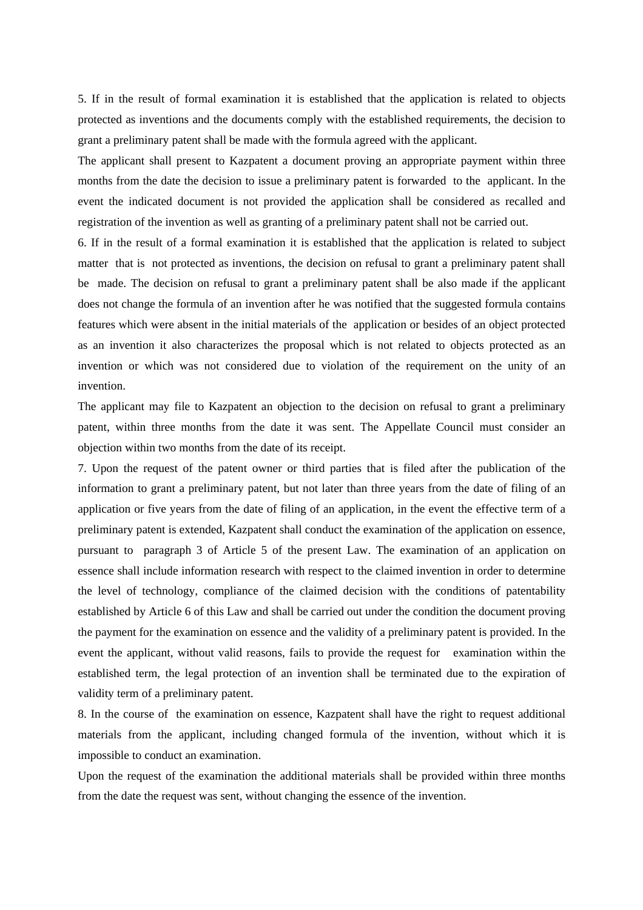5. If in the result of formal examination it is established that the application is related to objects protected as inventions and the documents comply with the established requirements, the decision to grant a preliminary patent shall be made with the formula agreed with the applicant.

The applicant shall present to Kazpatent a document proving an appropriate payment within three months from the date the decision to issue a preliminary patent is forwarded to the applicant. In the event the indicated document is not provided the application shall be considered as recalled and registration of the invention as well as granting of a preliminary patent shall not be carried out.

6. If in the result of a formal examination it is established that the application is related to subject matter that is not protected as inventions, the decision on refusal to grant a preliminary patent shall be made. The decision on refusal to grant a preliminary patent shall be also made if the applicant does not change the formula of an invention after he was notified that the suggested formula contains features which were absent in the initial materials of the application or besides of an object protected as an invention it also characterizes the proposal which is not related to objects protected as an invention or which was not considered due to violation of the requirement on the unity of an invention.

The applicant may file to Kazpatent an objection to the decision on refusal to grant a preliminary patent, within three months from the date it was sent. The Appellate Council must consider an objection within two months from the date of its receipt.

7. Upon the request of the patent owner or third parties that is filed after the publication of the information to grant a preliminary patent, but not later than three years from the date of filing of an application or five years from the date of filing of an application, in the event the effective term of a preliminary patent is extended, Kazpatent shall conduct the examination of the application on essence, pursuant to paragraph 3 of Article 5 of the present Law. The examination of an application on essence shall include information research with respect to the claimed invention in order to determine the level of technology, compliance of the claimed decision with the conditions of patentability established by Article 6 of this Law and shall be carried out under the condition the document proving the payment for the examination on essence and the validity of a preliminary patent is provided. In the event the applicant, without valid reasons, fails to provide the request for examination within the established term, the legal protection of an invention shall be terminated due to the expiration of validity term of a preliminary patent.

8. In the course of the examination on essence, Kazpatent shall have the right to request additional materials from the applicant, including changed formula of the invention, without which it is impossible to conduct an examination.

Upon the request of the examination the additional materials shall be provided within three months from the date the request was sent, without changing the essence of the invention.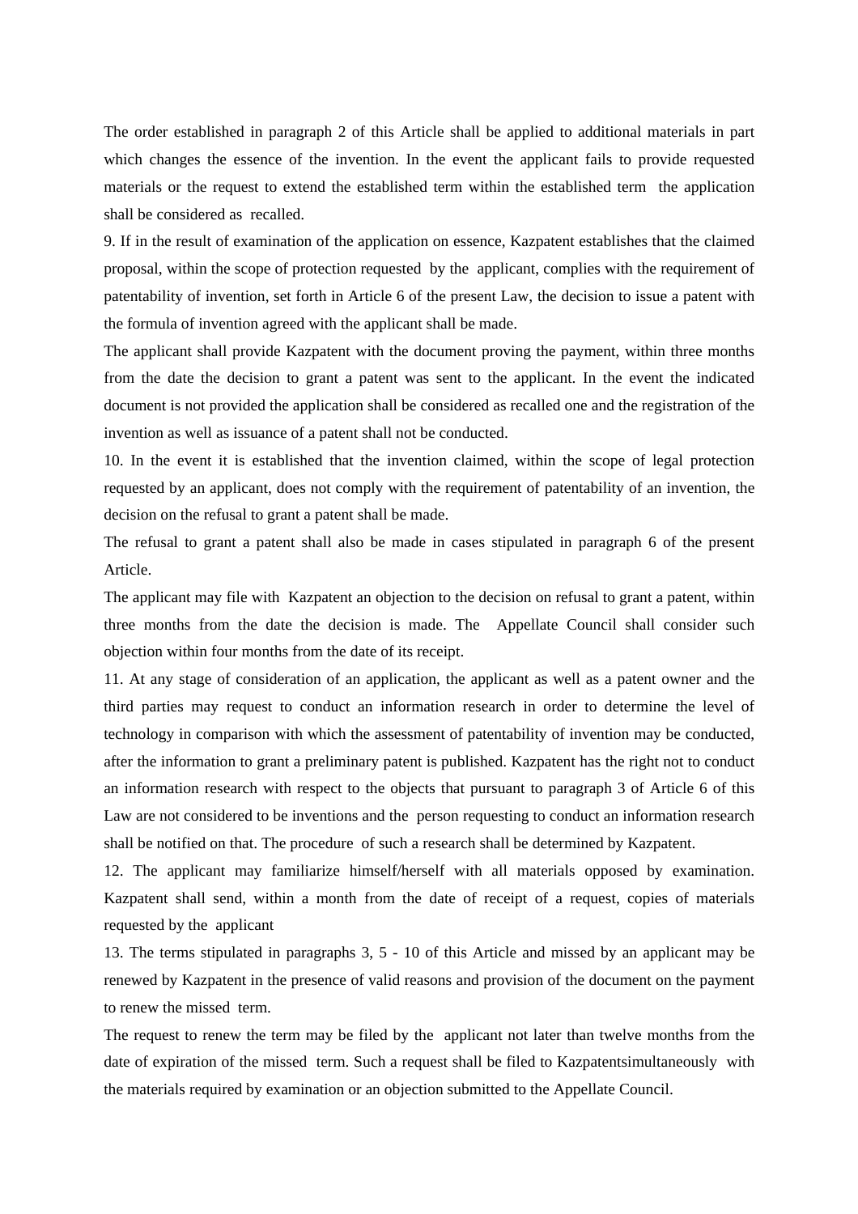The order established in paragraph 2 of this Article shall be applied to additional materials in part which changes the essence of the invention. In the event the applicant fails to provide requested materials or the request to extend the established term within the established term the application shall be considered as recalled.

9. If in the result of examination of the application on essence, Kazpatent establishes that the claimed proposal, within the scope of protection requested by the applicant, complies with the requirement of patentability of invention, set forth in Article 6 of the present Law, the decision to issue a patent with the formula of invention agreed with the applicant shall be made.

The applicant shall provide Kazpatent with the document proving the payment, within three months from the date the decision to grant a patent was sent to the applicant. In the event the indicated document is not provided the application shall be considered as recalled one and the registration of the invention as well as issuance of a patent shall not be conducted.

10. In the event it is established that the invention claimed, within the scope of legal protection requested by an applicant, does not comply with the requirement of patentability of an invention, the decision on the refusal to grant a patent shall be made.

The refusal to grant a patent shall also be made in cases stipulated in paragraph 6 of the present Article.

The applicant may file with Kazpatent an objection to the decision on refusal to grant a patent, within three months from the date the decision is made. The Appellate Council shall consider such objection within four months from the date of its receipt.

11. At any stage of consideration of an application, the applicant as well as a patent owner and the third parties may request to conduct an information research in order to determine the level of technology in comparison with which the assessment of patentability of invention may be conducted, after the information to grant a preliminary patent is published. Kazpatent has the right not to conduct an information research with respect to the objects that pursuant to paragraph 3 of Article 6 of this Law are not considered to be inventions and the person requesting to conduct an information research shall be notified on that. The procedure of such a research shall be determined by Kazpatent.

12. The applicant may familiarize himself/herself with all materials opposed by examination. Kazpatent shall send, within a month from the date of receipt of a request, copies of materials requested by the applicant

13. The terms stipulated in paragraphs 3, 5 - 10 of this Article and missed by an applicant may be renewed by Kazpatent in the presence of valid reasons and provision of the document on the payment to renew the missed term.

The request to renew the term may be filed by the applicant not later than twelve months from the date of expiration of the missed term. Such a request shall be filed to Kazpatentsimultaneously with the materials required by examination or an objection submitted to the Appellate Council.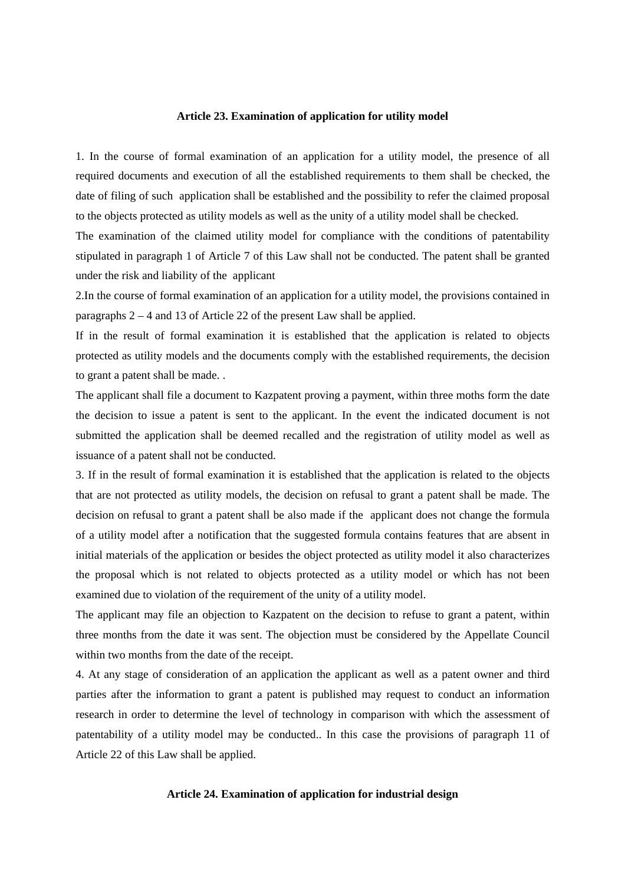**Article 23. Examination of application for utility model**

1. In the course of formal examination of an application for a utility model, the presence of all required documents and execution of all the established requirements to them shall be checked, the date of filing of such application shall be established and the possibility to refer the claimed proposal to the objects protected as utility models as well as the unity of a utility model shall be checked.

The examination of the claimed utility model for compliance with the conditions of patentability stipulated in paragraph 1 of Article 7 of this Law shall not be conducted. The patent shall be granted under the risk and liability of the applicant

2.In the course of formal examination of an application for a utility model, the provisions contained in paragraphs 2 – 4 and 13 of Article 22 of the present Law shall be applied.

If in the result of formal examination it is established that the application is related to objects protected as utility models and the documents comply with the established requirements, the decision to grant a patent shall be made. .

The applicant shall file a document to Kazpatent proving a payment, within three moths form the date the decision to issue a patent is sent to the applicant. In the event the indicated document is not submitted the application shall be deemed recalled and the registration of utility model as well as issuance of a patent shall not be conducted.

3. If in the result of formal examination it is established that the application is related to the objects that are not protected as utility models, the decision on refusal to grant a patent shall be made. The decision on refusal to grant a patent shall be also made if the applicant does not change the formula of a utility model after a notification that the suggested formula contains features that are absent in initial materials of the application or besides the object protected as utility model it also characterizes the proposal which is not related to objects protected as a utility model or which has not been examined due to violation of the requirement of the unity of a utility model.

The applicant may file an objection to Kazpatent on the decision to refuse to grant a patent, within three months from the date it was sent. The objection must be considered by the Appellate Council within two months from the date of the receipt.

4. At any stage of consideration of an application the applicant as well as a patent owner and third parties after the information to grant a patent is published may request to conduct an information research in order to determine the level of technology in comparison with which the assessment of patentability of a utility model may be conducted.. In this case the provisions of paragraph 11 of Article 22 of this Law shall be applied.

**Article 24. Examination of application for industrial design**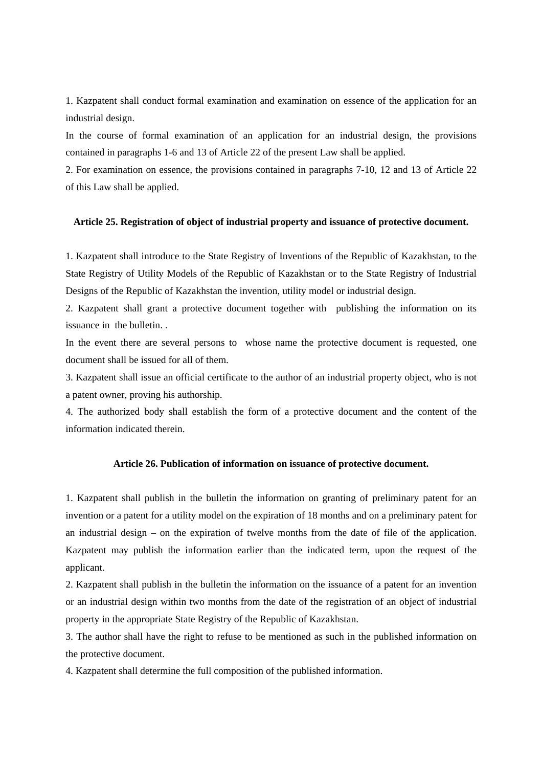1. Kazpatent shall conduct formal examination and examination on essence of the application for an industrial design.

In the course of formal examination of an application for an industrial design, the provisions contained in paragraphs 1-6 and 13 of Article 22 of the present Law shall be applied.

2. For examination on essence, the provisions contained in paragraphs 7-10, 12 and 13 of Article 22 of this Law shall be applied.

### Article 25. Registration of object of industrial property and issuance of protective document.

1. Kazpatent shall introduce to the State Registry of Inventions of the Republic of Kazakhstan, to the State Registry of Utility Models of the Republic of Kazakhstan or to the State Registry of Industrial Designs of the Republic of Kazakhstan the invention, utility model or industrial design.

2. Kazpatent shall grant a protective document together with publishing the information on its issuance in the bulletin. .

In the event there are several persons to whose name the protective document is requested, one document shall be issued for all of them.

3. Kazpatent shall issue an official certificate to the author of an industrial property object, who is not a patent owner, proving his authorship.

4. The authorized body shall establish the form of a protective document and the content of the information indicated therein.

### Article 26. Publication of information on issuance of protective document.

1. Kazpatent shall publish in the bulletin the information on granting of preliminary patent for an invention or a patent for a utility model on the expiration of 18 months and on a preliminary patent for an industrial design – on the expiration of twelve months from the date of file of the application. Kazpatent may publish the information earlier than the indicated term, upon the request of the applicant.

2. Kazpatent shall publish in the bulletin the information on the issuance of a patent for an invention or an industrial design within two months from the date of the registration of an object of industrial property in the appropriate State Registry of the Republic of Kazakhstan.

3. The author shall have the right to refuse to be mentioned as such in the published information on the protective document.

4. Kazpatent shall determine the full composition of the published information.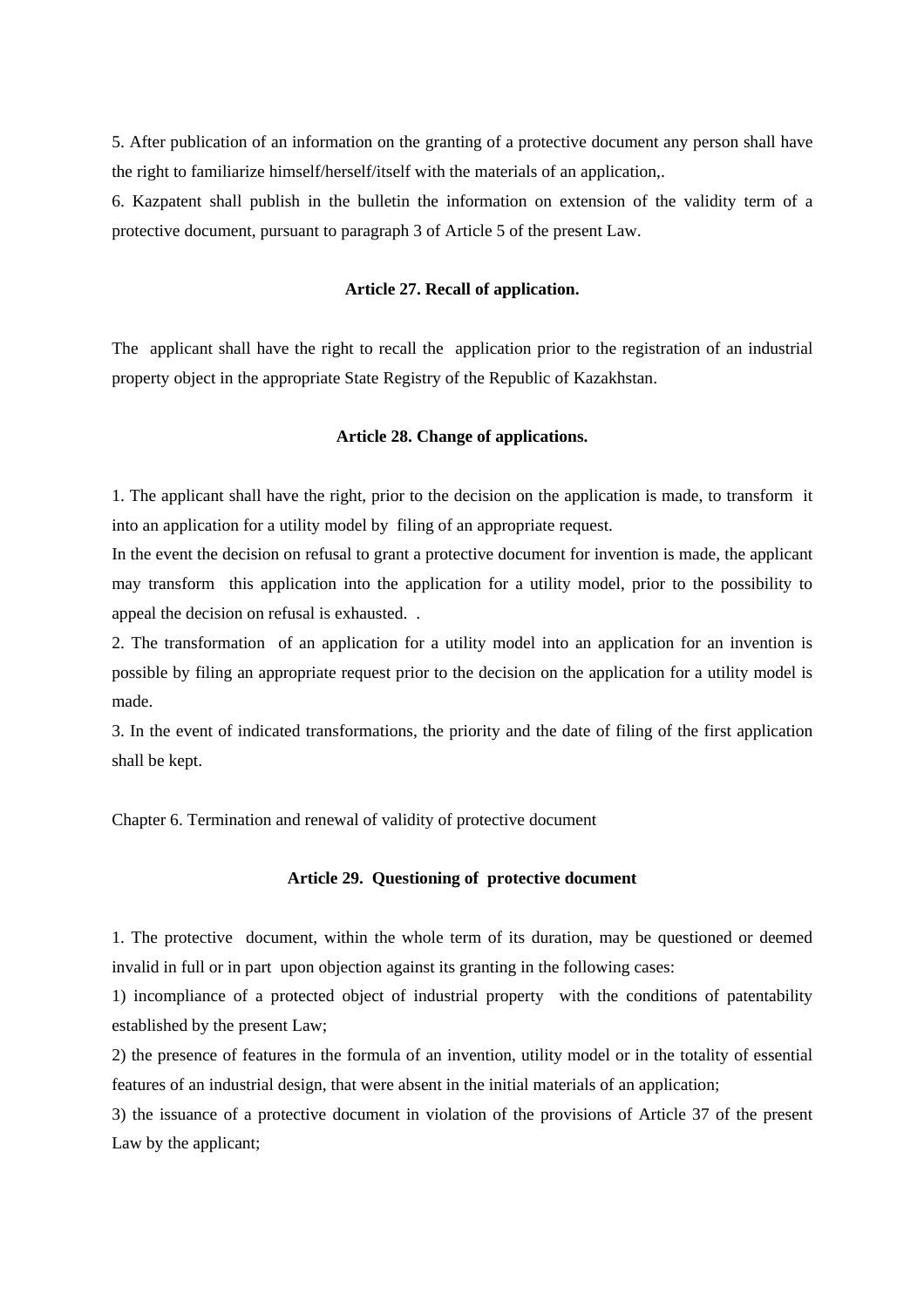5. After publication of an information on the granting of a protective document any person shall have the right to familiarize himself/herself/itself with the materials of an application,.

6. Kazpatent shall publish in the bulletin the information on extension of the validity term of a protective document, pursuant to paragraph 3 of Article 5 of the present Law.

### Article 27. Recall of application.

The applicant shall have the right to recall the application prior to the registration of an industrial property object in the appropriate State Registry of the Republic of Kazakhstan.

### Article 28. Change of applications.

1. The applicant shall have the right, prior to the decision on the application is made, to transform it into an application for a utility model by filing of an appropriate request.

In the event the decision on refusal to grant a protective document for invention is made, the applicant may transform this application into the application for a utility model, prior to the possibility to appeal the decision on refusal is exhausted. .

2. The transformation of an application for a utility model into an application for an invention is possible by filing an appropriate request prior to the decision on the application for a utility model is made.

3. In the event of indicated transformations, the priority and the date of filing of the first application shall be kept.

## Chapter 6. Termination and renewal of validity of protective document

### Article 29. Questioning of protective document

1. The protective document, within the whole term of its duration, may be questioned or deemed invalid in full or in part upon objection against its granting in the following cases:

1) incompliance of a protected object of industrial property with the conditions of patentability established by the present Law;

2) the presence of features in the formula of an invention, utility model or in the totality of essential features of an industrial design, that were absent in the initial materials of an application;

3) the issuance of a protective document in violation of the provisions of Article 37 of the present Law by the applicant;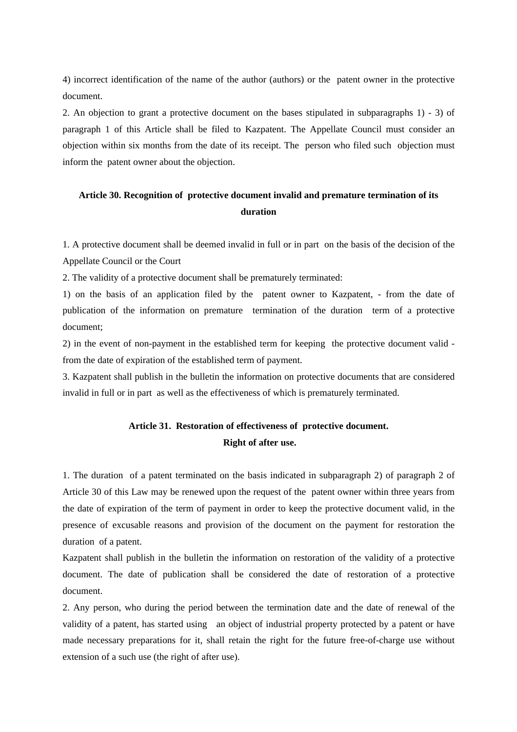4) incorrect identification of the name of the author (authors) or the patent owner in the protective document.

2. An objection to grant a protective document on the bases stipulated in subparagraphs 1) - 3) of paragraph 1 of this Article shall be filed to Kazpatent. The Appellate Council must consider an objection within six months from the date of its receipt. The person who filed such objection must inform the patent owner about the objection.

### Article 30. Recognition of protective document invalid and premature termination of its duration

1. A protective document shall be deemed invalid in full or in part on the basis of the decision of the Appellate Council or the Court

2. The validity of a protective document shall be prematurely terminated:

1) on the basis of an application filed by the patent owner to Kazpatent, - from the date of publication of the information on premature termination of the duration term of a protective document;

2) in the event of non-payment in the established term for keeping the protective document valid - from the date of expiration of the established term of payment.

3. Kazpatent shall publish in the bulletin the information on protective documents that are considered invalid in full or in part as well as the effectiveness of which is prematurely terminated.

### Article 31. Restoration of effectiveness of protective document. Right of after use.

1. The duration of a patent terminated on the basis indicated in subparagraph 2) of paragraph 2 of Article 30 of this Law may be renewed upon the request of the patent owner within three years from the date of expiration of the term of payment in order to keep the protective document valid, in the presence of excusable reasons and provision of the document on the payment for restoration the duration of a patent.

Kazpatent shall publish in the bulletin the information on restoration of the validity of a protective document. The date of publication shall be considered the date of restoration of a protective document.

2. Any person, who during the period between the termination date and the date of renewal of the validity of a patent, has started using an object of industrial property protected by a patent or have made necessary preparations for it, shall retain the right for the future free-of-charge use without extension of a such use (the right of after use).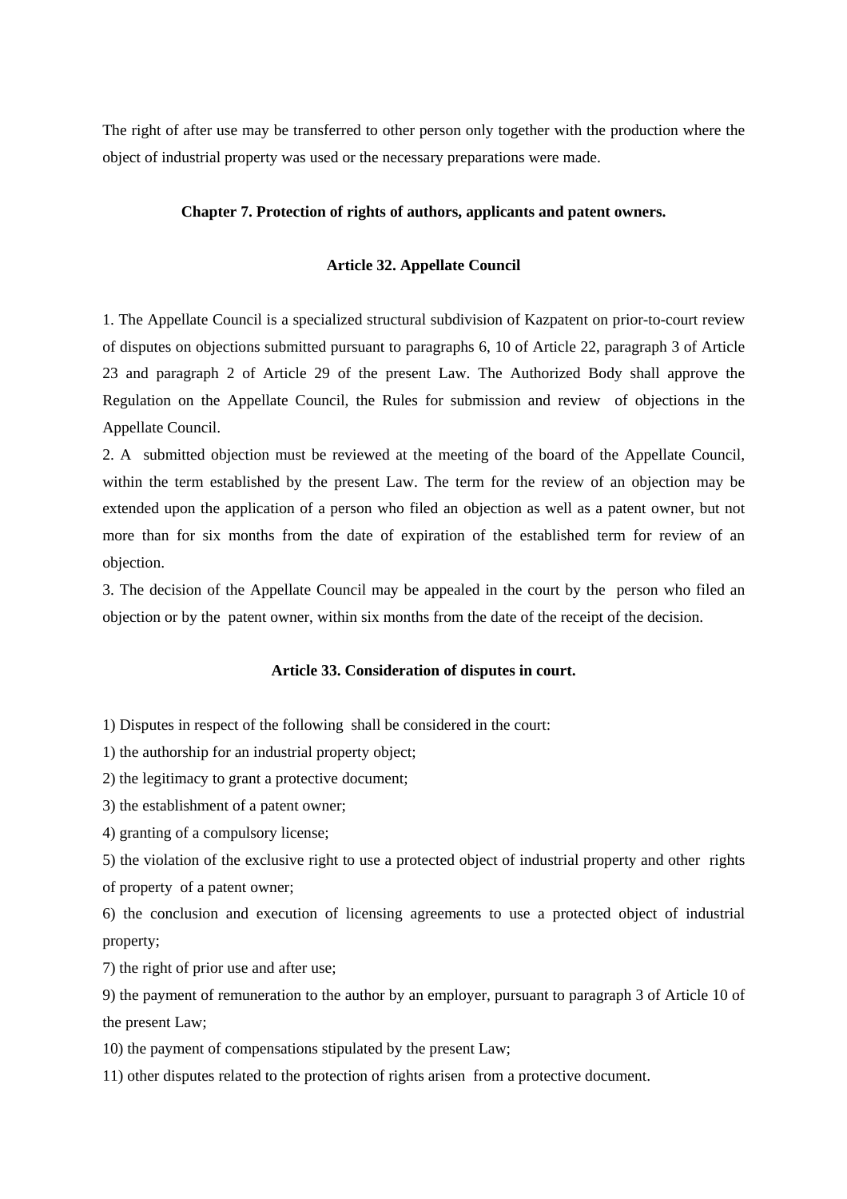The right of after use may be transferred to other person only together with the production where the object of industrial property was used or the necessary preparations were made.

## Chapter 7. Protection of rights of authors, applicants and patent owners.

### Article 32. Appellate Council

1. The Appellate Council is a specialized structural subdivision of Kazpatent on prior-to-court review of disputes on objections submitted pursuant to paragraphs 6, 10 of Article 22, paragraph 3 of Article 23 and paragraph 2 of Article 29 of the present Law. The Authorized Body shall approve the Regulation on the Appellate Council, the Rules for submission and review of objections in the Appellate Council.

2. A submitted objection must be reviewed at the meeting of the board of the Appellate Council, within the term established by the present Law. The term for the review of an objection may be extended upon the application of a person who filed an objection as well as a patent owner, but not more than for six months from the date of expiration of the established term for review of an objection.

3. The decision of the Appellate Council may be appealed in the court by the person who filed an objection or by the patent owner, within six months from the date of the receipt of the decision.

### Article 33. Consideration of disputes in court.

1) Disputes in respect of the following shall be considered in the court:

1) the authorship for an industrial property object;

2) the legitimacy to grant a protective document;

3) the establishment of a patent owner;

4) granting of a compulsory license;

5) the violation of the exclusive right to use a protected object of industrial property and other rights of property of a patent owner;

6) the conclusion and execution of licensing agreements to use a protected object of industrial property;

7) the right of prior use and after use;

9) the payment of remuneration to the author by an employer, pursuant to paragraph 3 of Article 10 of the present Law;

10) the payment of compensations stipulated by the present Law;

11) other disputes related to the protection of rights arisen from a protective document.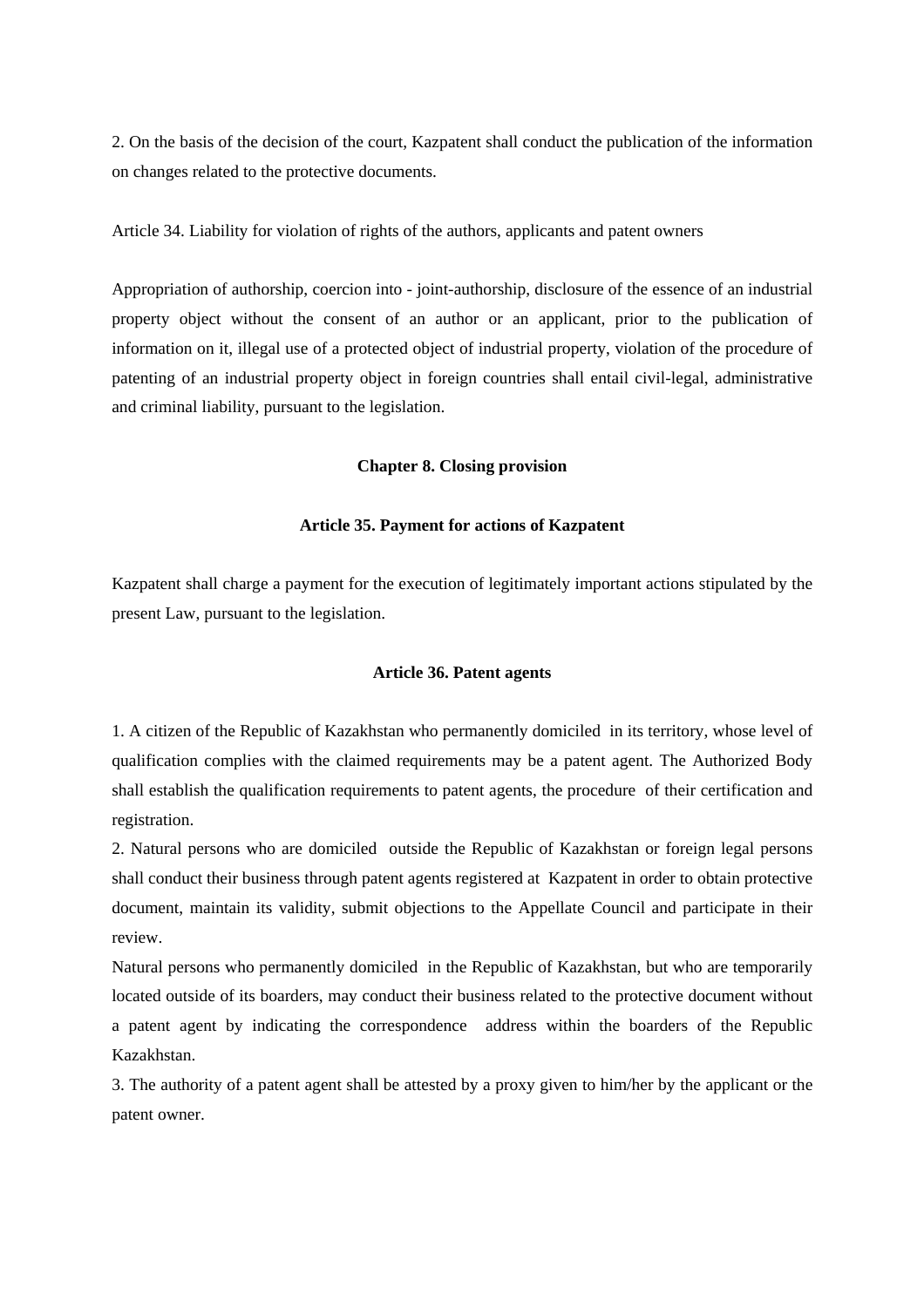2. On the basis of the decision of the court, Kazpatent shall conduct the publication of the information on changes related to the protective documents.

Article 34. Liability for violation of rights of the authors, applicants and patent owners

Appropriation of authorship, coercion into - joint-authorship, disclosure of the essence of an industrial property object without the consent of an author or an applicant, prior to the publication of information on it, illegal use of a protected object of industrial property, violation of the procedure of patenting of an industrial property object in foreign countries shall entail civil-legal, administrative and criminal liability, pursuant to the legislation.

## Chapter 8. Closing provision

### Article 35. Payment for actions of Kazpatent

Kazpatent shall charge a payment for the execution of legitimately important actions stipulated by the present Law, pursuant to the legislation.

### Article 36. Patent agents

1. A citizen of the Republic of Kazakhstan who permanently domiciled in its territory, whose level of qualification complies with the claimed requirements may be a patent agent. The Authorized Body shall establish the qualification requirements to patent agents, the procedure of their certification and registration.
2. Natural persons who are domiciled outside the Republic of Kazakhstan or foreign legal persons shall conduct their business through patent agents registered at Kazpatent in order to obtain protective document, maintain its validity, submit objections to the Appellate Council and participate in their review.
Natural persons who permanently domiciled in the Republic of Kazakhstan, but who are temporarily located outside of its boarders, may conduct their business related to the protective document without a patent agent by indicating the correspondence address within the boarders of the Republic Kazakhstan.
3. The authority of a patent agent shall be attested by a proxy given to him/her by the applicant or the patent owner.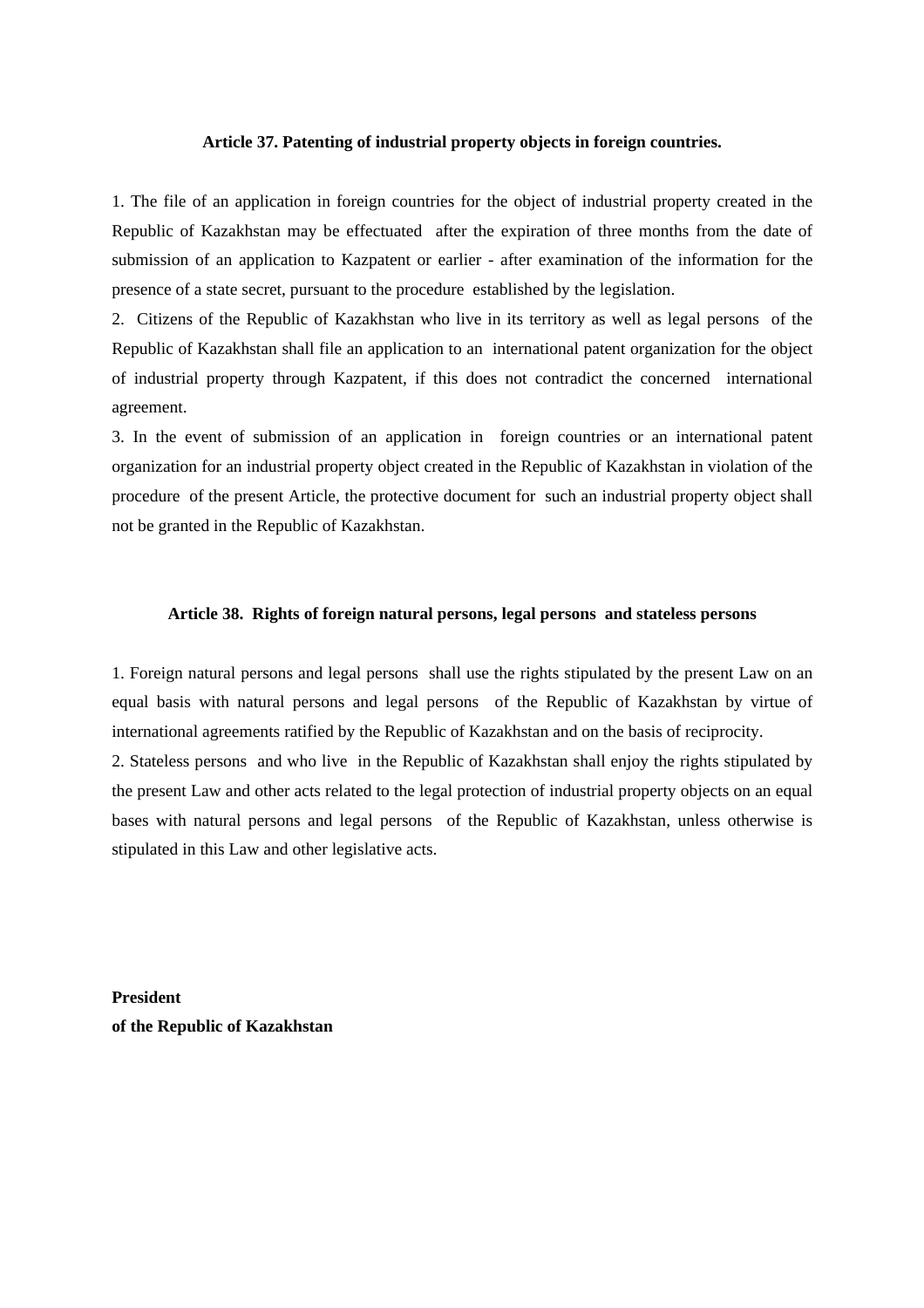**Article 37. Patenting of industrial property objects in foreign countries.**

1. The file of an application in foreign countries for the object of industrial property created in the Republic of Kazakhstan may be effectuated after the expiration of three months from the date of submission of an application to Kazpatent or earlier - after examination of the information for the presence of a state secret, pursuant to the procedure established by the legislation.
2. Citizens of the Republic of Kazakhstan who live in its territory as well as legal persons of the Republic of Kazakhstan shall file an application to an international patent organization for the object of industrial property through Kazpatent, if this does not contradict the concerned international agreement.
3. In the event of submission of an application in foreign countries or an international patent organization for an industrial property object created in the Republic of Kazakhstan in violation of the procedure of the present Article, the protective document for such an industrial property object shall not be granted in the Republic of Kazakhstan.

**Article 38. Rights of foreign natural persons, legal persons and stateless persons**

1. Foreign natural persons and legal persons shall use the rights stipulated by the present Law on an equal basis with natural persons and legal persons of the Republic of Kazakhstan by virtue of international agreements ratified by the Republic of Kazakhstan and on the basis of reciprocity.
2. Stateless persons and who live in the Republic of Kazakhstan shall enjoy the rights stipulated by the present Law and other acts related to the legal protection of industrial property objects on an equal bases with natural persons and legal persons of the Republic of Kazakhstan, unless otherwise is stipulated in this Law and other legislative acts.

**President**
**of the Republic of Kazakhstan**